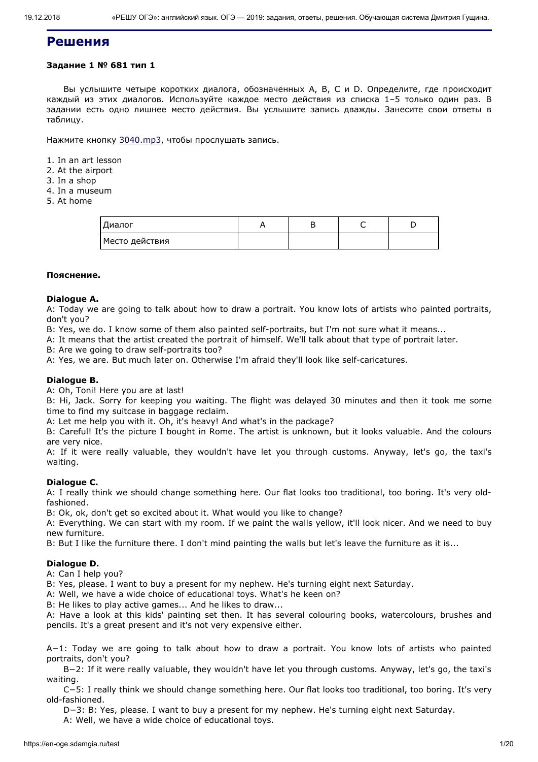# Решения

**Задание 1 № 681 тип 1**

Вы услышите четыре коротких диалога, обозначенных A, B, C и D. Определите, где происходит каждый из этих диалогов. Используйте каждое место действия из списка 1–5 только один раз. В задании есть одно лишнее место действия. Вы услышите запись дважды. Занесите свои ответы в таблицу.

Нажмите кнопку 3040.mp3, чтобы прослушать запись.

1. In an art lesson
2. At the airport
3. In a shop
4. In a museum
5. At home

| Диалог | A | B | C | D |
|---|---|---|---|---|
| Место действия | | | | |

**Пояснение.**

**Dialogue A.**

A: Today we are going to talk about how to draw a portrait. You know lots of artists who painted portraits, don't you?

B: Yes, we do. I know some of them also painted self-portraits, but I'm not sure what it means...

A: It means that the artist created the portrait of himself. We'll talk about that type of portrait later.

B: Are we going to draw self-portraits too?

A: Yes, we are. But much later on. Otherwise I'm afraid they'll look like self-caricatures.

**Dialogue B.**

A: Oh, Toni! Here you are at last!

B: Hi, Jack. Sorry for keeping you waiting. The flight was delayed 30 minutes and then it took me some time to find my suitcase in baggage reclaim.

A: Let me help you with it. Oh, it's heavy! And what's in the package?

B: Careful! It's the picture I bought in Rome. The artist is unknown, but it looks valuable. And the colours are very nice.

A: If it were really valuable, they wouldn't have let you through customs. Anyway, let's go, the taxi's waiting.

**Dialogue C.**

A: I really think we should change something here. Our flat looks too traditional, too boring. It's very old-fashioned.

B: Ok, ok, don't get so excited about it. What would you like to change?

A: Everything. We can start with my room. If we paint the walls yellow, it'll look nicer. And we need to buy new furniture.

B: But I like the furniture there. I don't mind painting the walls but let's leave the furniture as it is...

**Dialogue D.**

A: Can I help you?

B: Yes, please. I want to buy a present for my nephew. He's turning eight next Saturday.

A: Well, we have a wide choice of educational toys. What's he keen on?

B: He likes to play active games... And he likes to draw...

A: Have a look at this kids' painting set then. It has several colouring books, watercolours, brushes and pencils. It's a great present and it's not very expensive either.

A−1: Today we are going to talk about how to draw a portrait. You know lots of artists who painted portraits, don't you?

B−2: If it were really valuable, they wouldn't have let you through customs. Anyway, let's go, the taxi's waiting.

C−5: I really think we should change something here. Our flat looks too traditional, too boring. It's very old-fashioned.

D−3: B: Yes, please. I want to buy a present for my nephew. He's turning eight next Saturday.
A: Well, we have a wide choice of educational toys.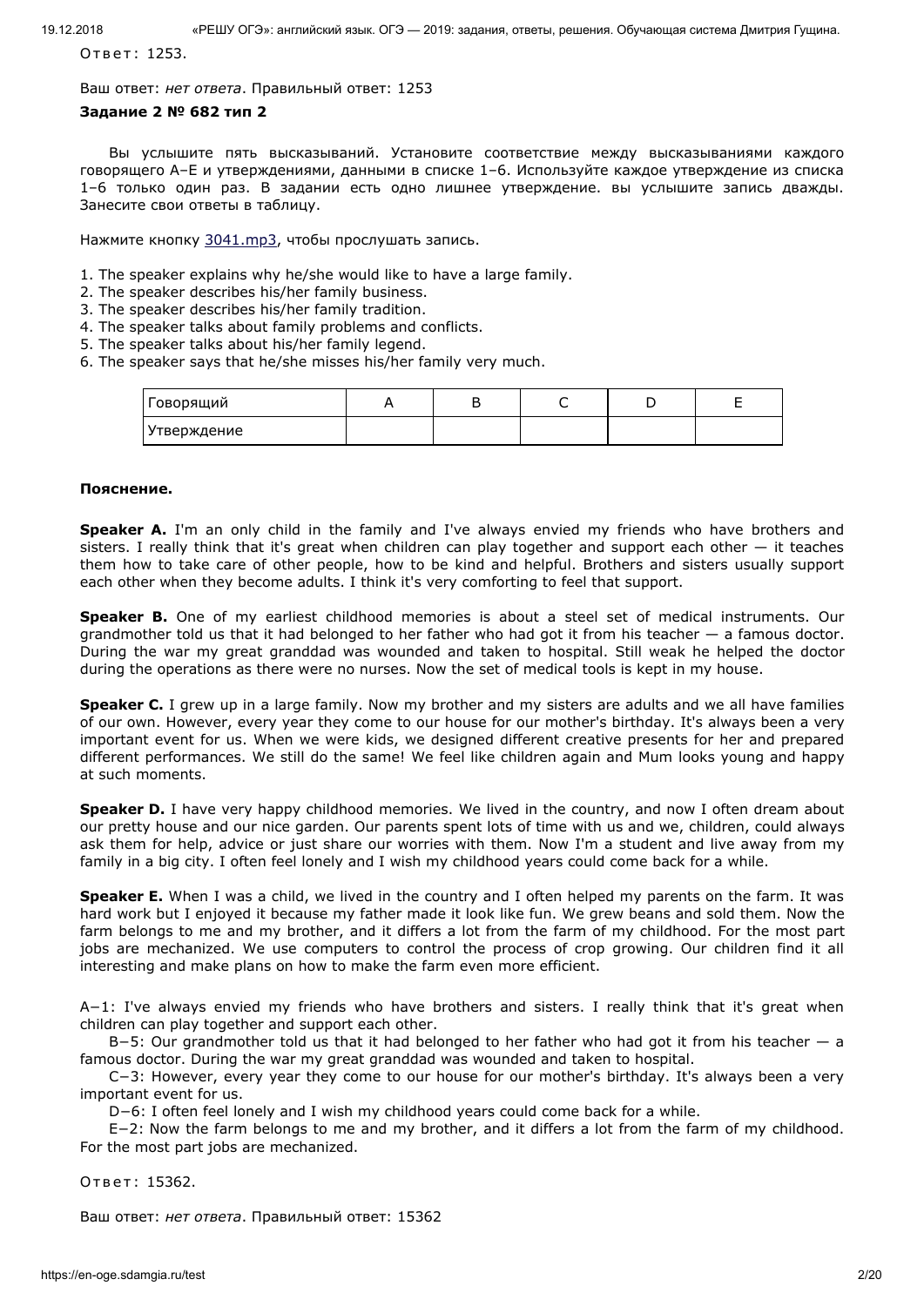Ответ: 1253.

Ваш ответ: *нет ответа*. Правильный ответ: 1253

**Задание 2 № 682 тип 2**

Вы услышите пять высказываний. Установите соответствие между высказываниями каждого говорящего A–E и утверждениями, данными в списке 1–6. Используйте каждое утверждение из списка 1–6 только один раз. В задании есть одно лишнее утверждение. вы услышите запись дважды. Занесите свои ответы в таблицу.

Нажмите кнопку 3041.mp3, чтобы прослушать запись.

1. The speaker explains why he/she would like to have a large family.
2. The speaker describes his/her family business.
3. The speaker describes his/her family tradition.
4. The speaker talks about family problems and conflicts.
5. The speaker talks about his/her family legend.
6. The speaker says that he/she misses his/her family very much.

| Говорящий | A | B | C | D | E |
|---|---|---|---|---|---|
| Утверждение | | | | | |

**Пояснение.**

**Speaker A.** I'm an only child in the family and I've always envied my friends who have brothers and sisters. I really think that it's great when children can play together and support each other — it teaches them how to take care of other people, how to be kind and helpful. Brothers and sisters usually support each other when they become adults. I think it's very comforting to feel that support.

**Speaker B.** One of my earliest childhood memories is about a steel set of medical instruments. Our grandmother told us that it had belonged to her father who had got it from his teacher — a famous doctor. During the war my great granddad was wounded and taken to hospital. Still weak he helped the doctor during the operations as there were no nurses. Now the set of medical tools is kept in my house.

**Speaker C.** I grew up in a large family. Now my brother and my sisters are adults and we all have families of our own. However, every year they come to our house for our mother's birthday. It's always been a very important event for us. When we were kids, we designed different creative presents for her and prepared different performances. We still do the same! We feel like children again and Mum looks young and happy at such moments.

**Speaker D.** I have very happy childhood memories. We lived in the country, and now I often dream about our pretty house and our nice garden. Our parents spent lots of time with us and we, children, could always ask them for help, advice or just share our worries with them. Now I'm a student and live away from my family in a big city. I often feel lonely and I wish my childhood years could come back for a while.

**Speaker E.** When I was a child, we lived in the country and I often helped my parents on the farm. It was hard work but I enjoyed it because my father made it look like fun. We grew beans and sold them. Now the farm belongs to me and my brother, and it differs a lot from the farm of my childhood. For the most part jobs are mechanized. We use computers to control the process of crop growing. Our children find it all interesting and make plans on how to make the farm even more efficient.

A−1: I've always envied my friends who have brothers and sisters. I really think that it's great when children can play together and support each other.

B−5: Our grandmother told us that it had belonged to her father who had got it from his teacher — a famous doctor. During the war my great granddad was wounded and taken to hospital.

C−3: However, every year they come to our house for our mother's birthday. It's always been a very important event for us.

D−6: I often feel lonely and I wish my childhood years could come back for a while.

E−2: Now the farm belongs to me and my brother, and it differs a lot from the farm of my childhood. For the most part jobs are mechanized.

Ответ: 15362.

Ваш ответ: *нет ответа*. Правильный ответ: 15362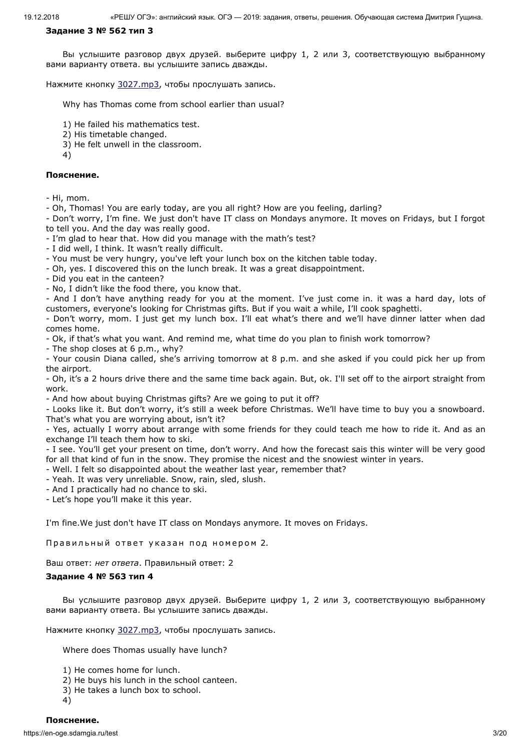**Задание 3 № 562 тип 3**

Вы услышите разговор двух друзей. выберите цифру 1, 2 или 3, соответствующую выбранному вами варианту ответа. вы услышите запись дважды.

Нажмите кнопку 3027.mp3, чтобы прослушать запись.

Why has Thomas come from school earlier than usual?

1) He failed his mathematics test.
2) His timetable changed.
3) He felt unwell in the classroom.
4)

**Пояснение.**

- Hi, mom.
- Oh, Thomas! You are early today, are you all right? How are you feeling, darling?
- Don't worry, I'm fine. We just don't have IT class on Mondays anymore. It moves on Fridays, but I forgot to tell you. And the day was really good.
- I'm glad to hear that. How did you manage with the math's test?
- I did well, I think. It wasn't really difficult.
- You must be very hungry, you've left your lunch box on the kitchen table today.
- Oh, yes. I discovered this on the lunch break. It was a great disappointment.
- Did you eat in the canteen?
- No, I didn't like the food there, you know that.
- And I don't have anything ready for you at the moment. I've just come in. it was a hard day, lots of customers, everyone's looking for Christmas gifts. But if you wait a while, I'll cook spaghetti.
- Don't worry, mom. I just get my lunch box. I'll eat what's there and we'll have dinner latter when dad comes home.
- Ok, if that's what you want. And remind me, what time do you plan to finish work tomorrow?
- The shop closes at 6 p.m., why?
- Your cousin Diana called, she's arriving tomorrow at 8 p.m. and she asked if you could pick her up from the airport.
- Oh, it's a 2 hours drive there and the same time back again. But, ok. I'll set off to the airport straight from work.
- And how about buying Christmas gifts? Are we going to put it off?
- Looks like it. But don't worry, it's still a week before Christmas. We'll have time to buy you a snowboard. That's what you are worrying about, isn't it?
- Yes, actually I worry about arrange with some friends for they could teach me how to ride it. And as an exchange I'll teach them how to ski.
- I see. You'll get your present on time, don't worry. And how the forecast sais this winter will be very good for all that kind of fun in the snow. They promise the nicest and the snowiest winter in years.
- Well. I felt so disappointed about the weather last year, remember that?
- Yeah. It was very unreliable. Snow, rain, sled, slush.
- And I practically had no chance to ski.
- Let's hope you'll make it this year.

I'm fine.We just don't have IT class on Mondays anymore. It moves on Fridays.

Правильный ответ указан под номером 2.

Ваш ответ: *нет ответа*. Правильный ответ: 2

**Задание 4 № 563 тип 4**

Вы услышите разговор двух друзей. Выберите цифру 1, 2 или 3, соответствующую выбранному вами варианту ответа. Вы услышите запись дважды.

Нажмите кнопку 3027.mp3, чтобы прослушать запись.

Where does Thomas usually have lunch?

1) He comes home for lunch.
2) He buys his lunch in the school canteen.
3) He takes a lunch box to school.
4)

**Пояснение.**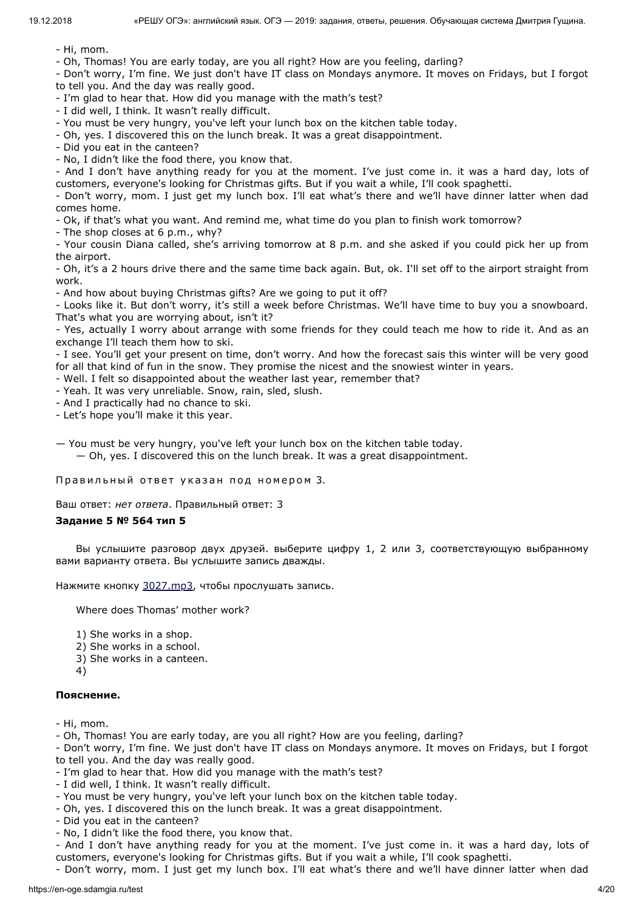- Hi, mom.
- Oh, Thomas! You are early today, are you all right? How are you feeling, darling?
- Don't worry, I'm fine. We just don't have IT class on Mondays anymore. It moves on Fridays, but I forgot to tell you. And the day was really good.
- I'm glad to hear that. How did you manage with the math's test?
- I did well, I think. It wasn't really difficult.
- You must be very hungry, you've left your lunch box on the kitchen table today.
- Oh, yes. I discovered this on the lunch break. It was a great disappointment.
- Did you eat in the canteen?
- No, I didn't like the food there, you know that.
- And I don't have anything ready for you at the moment. I've just come in. it was a hard day, lots of customers, everyone's looking for Christmas gifts. But if you wait a while, I'll cook spaghetti.
- Don't worry, mom. I just get my lunch box. I'll eat what's there and we'll have dinner latter when dad comes home.
- Ok, if that's what you want. And remind me, what time do you plan to finish work tomorrow?
- The shop closes at 6 p.m., why?
- Your cousin Diana called, she's arriving tomorrow at 8 p.m. and she asked if you could pick her up from the airport.
- Oh, it's a 2 hours drive there and the same time back again. But, ok. I'll set off to the airport straight from work.
- And how about buying Christmas gifts? Are we going to put it off?
- Looks like it. But don't worry, it's still a week before Christmas. We'll have time to buy you a snowboard. That's what you are worrying about, isn't it?
- Yes, actually I worry about arrange with some friends for they could teach me how to ride it. And as an exchange I'll teach them how to ski.
- I see. You'll get your present on time, don't worry. And how the forecast sais this winter will be very good for all that kind of fun in the snow. They promise the nicest and the snowiest winter in years.
- Well. I felt so disappointed about the weather last year, remember that?
- Yeah. It was very unreliable. Snow, rain, sled, slush.
- And I practically had no chance to ski.
- Let's hope you'll make it this year.

— You must be very hungry, you've left your lunch box on the kitchen table today.
— Oh, yes. I discovered this on the lunch break. It was a great disappointment.

Правильный ответ указан под номером 3.

Ваш ответ: *нет ответа*. Правильный ответ: 3

**Задание 5 № 564 тип 5**

Вы услышите разговор двух друзей. выберите цифру 1, 2 или 3, соответствующую выбранному вами варианту ответа. Вы услышите запись дважды.

Нажмите кнопку 3027.mp3, чтобы прослушать запись.

Where does Thomas' mother work?

1) She works in a shop.
2) She works in a school.
3) She works in a canteen.
4)

**Пояснение.**

- Hi, mom.
- Oh, Thomas! You are early today, are you all right? How are you feeling, darling?
- Don't worry, I'm fine. We just don't have IT class on Mondays anymore. It moves on Fridays, but I forgot to tell you. And the day was really good.
- I'm glad to hear that. How did you manage with the math's test?
- I did well, I think. It wasn't really difficult.
- You must be very hungry, you've left your lunch box on the kitchen table today.
- Oh, yes. I discovered this on the lunch break. It was a great disappointment.
- Did you eat in the canteen?
- No, I didn't like the food there, you know that.
- And I don't have anything ready for you at the moment. I've just come in. it was a hard day, lots of customers, everyone's looking for Christmas gifts. But if you wait a while, I'll cook spaghetti.
- Don't worry, mom. I just get my lunch box. I'll eat what's there and we'll have dinner latter when dad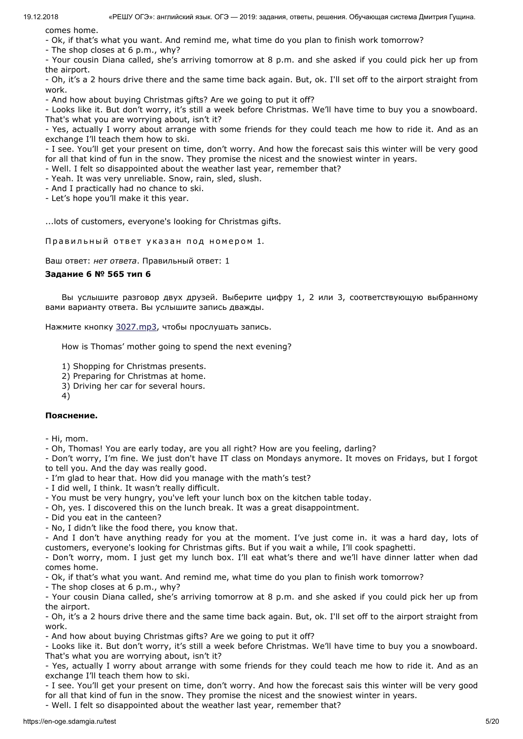comes home.

- Ok, if that's what you want. And remind me, what time do you plan to finish work tomorrow?
- The shop closes at 6 p.m., why?
- Your cousin Diana called, she's arriving tomorrow at 8 p.m. and she asked if you could pick her up from the airport.
- Oh, it's a 2 hours drive there and the same time back again. But, ok. I'll set off to the airport straight from work.
- And how about buying Christmas gifts? Are we going to put it off?
- Looks like it. But don't worry, it's still a week before Christmas. We'll have time to buy you a snowboard. That's what you are worrying about, isn't it?
- Yes, actually I worry about arrange with some friends for they could teach me how to ride it. And as an exchange I'll teach them how to ski.
- I see. You'll get your present on time, don't worry. And how the forecast sais this winter will be very good for all that kind of fun in the snow. They promise the nicest and the snowiest winter in years.
- Well. I felt so disappointed about the weather last year, remember that?
- Yeah. It was very unreliable. Snow, rain, sled, slush.
- And I practically had no chance to ski.
- Let's hope you'll make it this year.

...lots of customers, everyone's looking for Christmas gifts.

Правильный ответ указан под номером 1.

Ваш ответ: *нет ответа*. Правильный ответ: 1

**Задание 6 № 565 тип 6**

Вы услышите разговор двух друзей. Выберите цифру 1, 2 или 3, соответствующую выбранному вами варианту ответа. Вы услышите запись дважды.

Нажмите кнопку 3027.mp3, чтобы прослушать запись.

How is Thomas' mother going to spend the next evening?

1) Shopping for Christmas presents.
2) Preparing for Christmas at home.
3) Driving her car for several hours.
4)

**Пояснение.**

- Hi, mom.
- Oh, Thomas! You are early today, are you all right? How are you feeling, darling?
- Don't worry, I'm fine. We just don't have IT class on Mondays anymore. It moves on Fridays, but I forgot to tell you. And the day was really good.
- I'm glad to hear that. How did you manage with the math's test?
- I did well, I think. It wasn't really difficult.
- You must be very hungry, you've left your lunch box on the kitchen table today.
- Oh, yes. I discovered this on the lunch break. It was a great disappointment.
- Did you eat in the canteen?
- No, I didn't like the food there, you know that.
- And I don't have anything ready for you at the moment. I've just come in. it was a hard day, lots of customers, everyone's looking for Christmas gifts. But if you wait a while, I'll cook spaghetti.
- Don't worry, mom. I just get my lunch box. I'll eat what's there and we'll have dinner latter when dad comes home.
- Ok, if that's what you want. And remind me, what time do you plan to finish work tomorrow?
- The shop closes at 6 p.m., why?
- Your cousin Diana called, she's arriving tomorrow at 8 p.m. and she asked if you could pick her up from the airport.
- Oh, it's a 2 hours drive there and the same time back again. But, ok. I'll set off to the airport straight from work.
- And how about buying Christmas gifts? Are we going to put it off?
- Looks like it. But don't worry, it's still a week before Christmas. We'll have time to buy you a snowboard. That's what you are worrying about, isn't it?
- Yes, actually I worry about arrange with some friends for they could teach me how to ride it. And as an exchange I'll teach them how to ski.
- I see. You'll get your present on time, don't worry. And how the forecast sais this winter will be very good for all that kind of fun in the snow. They promise the nicest and the snowiest winter in years.
- Well. I felt so disappointed about the weather last year, remember that?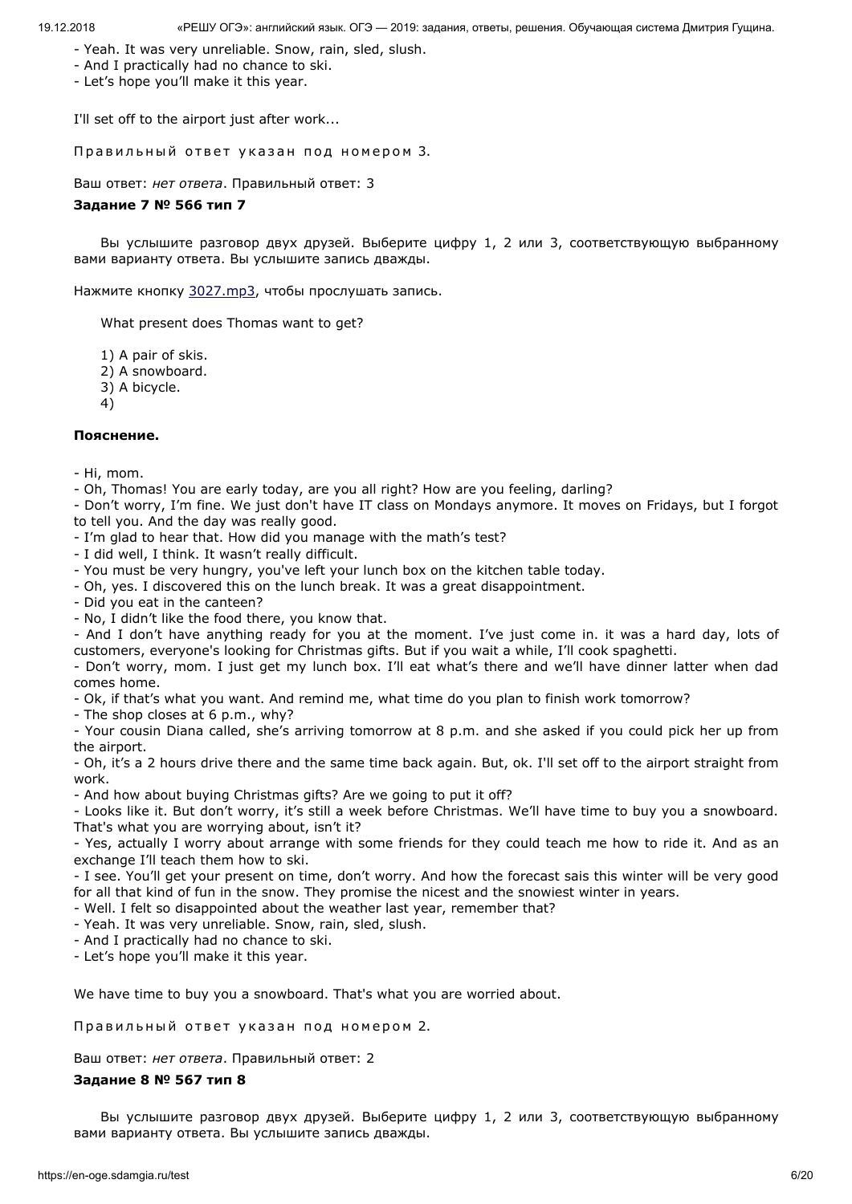- Yeah. It was very unreliable. Snow, rain, sled, slush.
- And I practically had no chance to ski.
- Let's hope you'll make it this year.

I'll set off to the airport just after work...

Правильный ответ указан под номером 3.

Ваш ответ: *нет ответа*. Правильный ответ: 3

**Задание 7 № 566 тип 7**

Вы услышите разговор двух друзей. Выберите цифру 1, 2 или 3, соответствующую выбранному вами варианту ответа. Вы услышите запись дважды.

Нажмите кнопку 3027.mp3, чтобы прослушать запись.

What present does Thomas want to get?

1) A pair of skis.
2) A snowboard.
3) A bicycle.
4)

**Пояснение.**

- Hi, mom.
- Oh, Thomas! You are early today, are you all right? How are you feeling, darling?
- Don't worry, I'm fine. We just don't have IT class on Mondays anymore. It moves on Fridays, but I forgot to tell you. And the day was really good.
- I'm glad to hear that. How did you manage with the math's test?
- I did well, I think. It wasn't really difficult.
- You must be very hungry, you've left your lunch box on the kitchen table today.
- Oh, yes. I discovered this on the lunch break. It was a great disappointment.
- Did you eat in the canteen?
- No, I didn't like the food there, you know that.
- And I don't have anything ready for you at the moment. I've just come in. it was a hard day, lots of customers, everyone's looking for Christmas gifts. But if you wait a while, I'll cook spaghetti.
- Don't worry, mom. I just get my lunch box. I'll eat what's there and we'll have dinner latter when dad comes home.
- Ok, if that's what you want. And remind me, what time do you plan to finish work tomorrow?
- The shop closes at 6 p.m., why?
- Your cousin Diana called, she's arriving tomorrow at 8 p.m. and she asked if you could pick her up from the airport.
- Oh, it's a 2 hours drive there and the same time back again. But, ok. I'll set off to the airport straight from work.
- And how about buying Christmas gifts? Are we going to put it off?
- Looks like it. But don't worry, it's still a week before Christmas. We'll have time to buy you a snowboard. That's what you are worrying about, isn't it?
- Yes, actually I worry about arrange with some friends for they could teach me how to ride it. And as an exchange I'll teach them how to ski.
- I see. You'll get your present on time, don't worry. And how the forecast sais this winter will be very good for all that kind of fun in the snow. They promise the nicest and the snowiest winter in years.
- Well. I felt so disappointed about the weather last year, remember that?
- Yeah. It was very unreliable. Snow, rain, sled, slush.
- And I practically had no chance to ski.
- Let's hope you'll make it this year.

We have time to buy you a snowboard. That's what you are worried about.

Правильный ответ указан под номером 2.

Ваш ответ: *нет ответа*. Правильный ответ: 2

**Задание 8 № 567 тип 8**

Вы услышите разговор двух друзей. Выберите цифру 1, 2 или 3, соответствующую выбранному вами варианту ответа. Вы услышите запись дважды.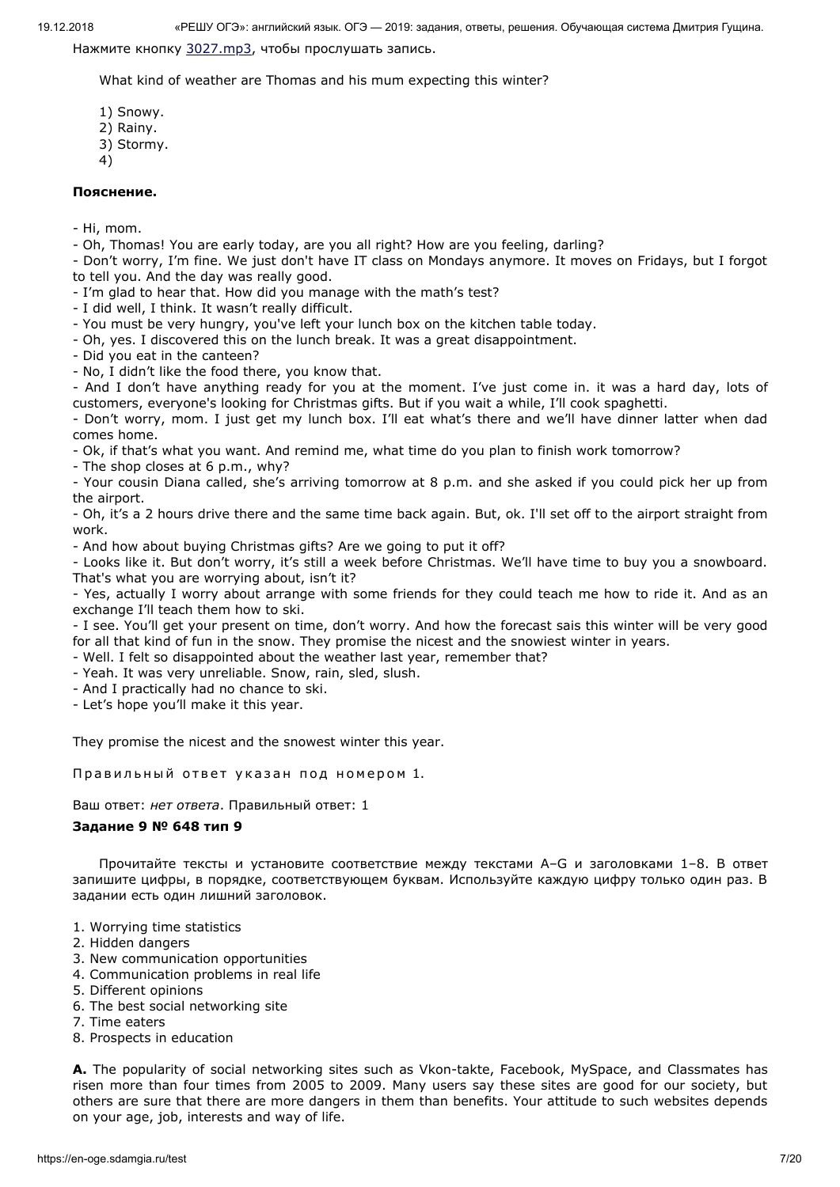Нажмите кнопку 3027.mp3, чтобы прослушать запись.

What kind of weather are Thomas and his mum expecting this winter?

1) Snowy.
2) Rainy.
3) Stormy.
4)

**Пояснение.**

- Hi, mom.
- Oh, Thomas! You are early today, are you all right? How are you feeling, darling?
- Don't worry, I'm fine. We just don't have IT class on Mondays anymore. It moves on Fridays, but I forgot to tell you. And the day was really good.
- I'm glad to hear that. How did you manage with the math's test?
- I did well, I think. It wasn't really difficult.
- You must be very hungry, you've left your lunch box on the kitchen table today.
- Oh, yes. I discovered this on the lunch break. It was a great disappointment.
- Did you eat in the canteen?
- No, I didn't like the food there, you know that.
- And I don't have anything ready for you at the moment. I've just come in. it was a hard day, lots of customers, everyone's looking for Christmas gifts. But if you wait a while, I'll cook spaghetti.
- Don't worry, mom. I just get my lunch box. I'll eat what's there and we'll have dinner latter when dad comes home.
- Ok, if that's what you want. And remind me, what time do you plan to finish work tomorrow?
- The shop closes at 6 p.m., why?
- Your cousin Diana called, she's arriving tomorrow at 8 p.m. and she asked if you could pick her up from the airport.
- Oh, it's a 2 hours drive there and the same time back again. But, ok. I'll set off to the airport straight from work.
- And how about buying Christmas gifts? Are we going to put it off?
- Looks like it. But don't worry, it's still a week before Christmas. We'll have time to buy you a snowboard. That's what you are worrying about, isn't it?
- Yes, actually I worry about arrange with some friends for they could teach me how to ride it. And as an exchange I'll teach them how to ski.
- I see. You'll get your present on time, don't worry. And how the forecast sais this winter will be very good for all that kind of fun in the snow. They promise the nicest and the snowiest winter in years.
- Well. I felt so disappointed about the weather last year, remember that?
- Yeah. It was very unreliable. Snow, rain, sled, slush.
- And I practically had no chance to ski.
- Let's hope you'll make it this year.

They promise the nicest and the snowest winter this year.

Правильный ответ указан под номером 1.

Ваш ответ: *нет ответа*. Правильный ответ: 1

**Задание 9 № 648 тип 9**

Прочитайте тексты и установите соответствие между текстами A–G и заголовками 1–8. В ответ запишите цифры, в порядке, соответствующем буквам. Используйте каждую цифру только один раз. В задании есть один лишний заголовок.

1. Worrying time statistics
2. Hidden dangers
3. New communication opportunities
4. Communication problems in real life
5. Different opinions
6. The best social networking site
7. Time eaters
8. Prospects in education

**A.** The popularity of social networking sites such as Vkon-takte, Facebook, MySpace, and Classmates has risen more than four times from 2005 to 2009. Many users say these sites are good for our society, but others are sure that there are more dangers in them than benefits. Your attitude to such websites depends on your age, job, interests and way of life.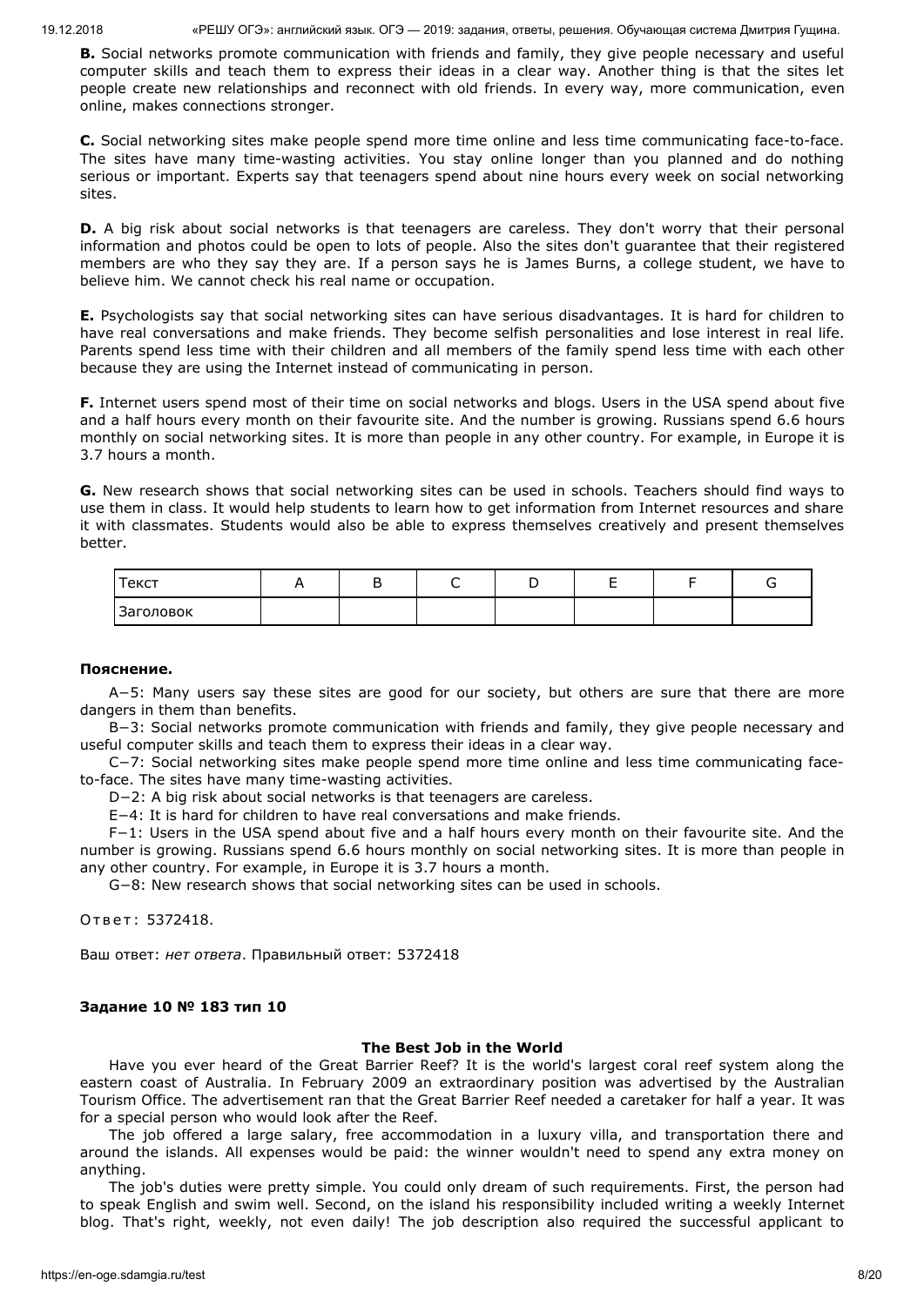**B.** Social networks promote communication with friends and family, they give people necessary and useful computer skills and teach them to express their ideas in a clear way. Another thing is that the sites let people create new relationships and reconnect with old friends. In every way, more communication, even online, makes connections stronger.

**C.** Social networking sites make people spend more time online and less time communicating face-to-face. The sites have many time-wasting activities. You stay online longer than you planned and do nothing serious or important. Experts say that teenagers spend about nine hours every week on social networking sites.

**D.** A big risk about social networks is that teenagers are careless. They don't worry that their personal information and photos could be open to lots of people. Also the sites don't guarantee that their registered members are who they say they are. If a person says he is James Burns, a college student, we have to believe him. We cannot check his real name or occupation.

**E.** Psychologists say that social networking sites can have serious disadvantages. It is hard for children to have real conversations and make friends. They become selfish personalities and lose interest in real life. Parents spend less time with their children and all members of the family spend less time with each other because they are using the Internet instead of communicating in person.

**F.** Internet users spend most of their time on social networks and blogs. Users in the USA spend about five and a half hours every month on their favourite site. And the number is growing. Russians spend 6.6 hours monthly on social networking sites. It is more than people in any other country. For example, in Europe it is 3.7 hours a month.

**G.** New research shows that social networking sites can be used in schools. Teachers should find ways to use them in class. It would help students to learn how to get information from Internet resources and share it with classmates. Students would also be able to express themselves creatively and present themselves better.

| Текст | A | B | C | D | E | F | G |
|---|---|---|---|---|---|---|---|
| Заголовок | | | | | | | |

**Пояснение.**

A−5: Many users say these sites are good for our society, but others are sure that there are more dangers in them than benefits.

B−3: Social networks promote communication with friends and family, they give people necessary and useful computer skills and teach them to express their ideas in a clear way.

C−7: Social networking sites make people spend more time online and less time communicating face-to-face. The sites have many time-wasting activities.

D−2: A big risk about social networks is that teenagers are careless.

E−4: It is hard for children to have real conversations and make friends.

F−1: Users in the USA spend about five and a half hours every month on their favourite site. And the number is growing. Russians spend 6.6 hours monthly on social networking sites. It is more than people in any other country. For example, in Europe it is 3.7 hours a month.

G−8: New research shows that social networking sites can be used in schools.

Ответ: 5372418.

Ваш ответ: *нет ответа*. Правильный ответ: 5372418

**Задание 10 № 183 тип 10**

**The Best Job in the World**

Have you ever heard of the Great Barrier Reef? It is the world's largest coral reef system along the eastern coast of Australia. In February 2009 an extraordinary position was advertised by the Australian Tourism Office. The advertisement ran that the Great Barrier Reef needed a caretaker for half a year. It was for a special person who would look after the Reef.

The job offered a large salary, free accommodation in a luxury villa, and transportation there and around the islands. All expenses would be paid: the winner wouldn't need to spend any extra money on anything.

The job's duties were pretty simple. You could only dream of such requirements. First, the person had to speak English and swim well. Second, on the island his responsibility included writing a weekly Internet blog. That's right, weekly, not even daily! The job description also required the successful applicant to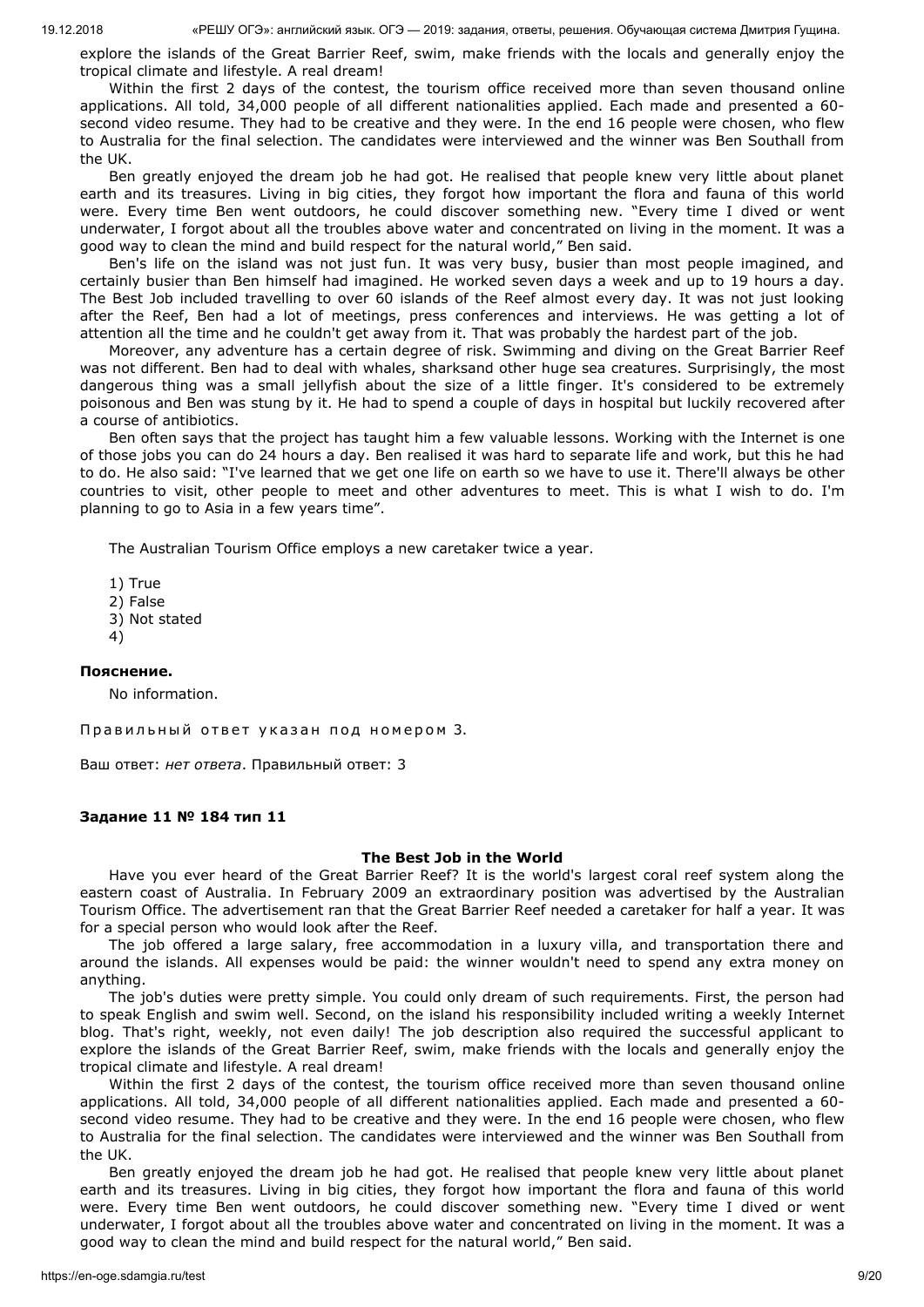explore the islands of the Great Barrier Reef, swim, make friends with the locals and generally enjoy the tropical climate and lifestyle. A real dream!

Within the first 2 days of the contest, the tourism office received more than seven thousand online applications. All told, 34,000 people of all different nationalities applied. Each made and presented a 60-second video resume. They had to be creative and they were. In the end 16 people were chosen, who flew to Australia for the final selection. The candidates were interviewed and the winner was Ben Southall from the UK.

Ben greatly enjoyed the dream job he had got. He realised that people knew very little about planet earth and its treasures. Living in big cities, they forgot how important the flora and fauna of this world were. Every time Ben went outdoors, he could discover something new. "Every time I dived or went underwater, I forgot about all the troubles above water and concentrated on living in the moment. It was a good way to clean the mind and build respect for the natural world," Ben said.

Ben's life on the island was not just fun. It was very busy, busier than most people imagined, and certainly busier than Ben himself had imagined. He worked seven days a week and up to 19 hours a day. The Best Job included travelling to over 60 islands of the Reef almost every day. It was not just looking after the Reef, Ben had a lot of meetings, press conferences and interviews. He was getting a lot of attention all the time and he couldn't get away from it. That was probably the hardest part of the job.

Moreover, any adventure has a certain degree of risk. Swimming and diving on the Great Barrier Reef was not different. Ben had to deal with whales, sharksand other huge sea creatures. Surprisingly, the most dangerous thing was a small jellyfish about the size of a little finger. It's considered to be extremely poisonous and Ben was stung by it. He had to spend a couple of days in hospital but luckily recovered after a course of antibiotics.

Ben often says that the project has taught him a few valuable lessons. Working with the Internet is one of those jobs you can do 24 hours a day. Ben realised it was hard to separate life and work, but this he had to do. He also said: "I've learned that we get one life on earth so we have to use it. There'll always be other countries to visit, other people to meet and other adventures to meet. This is what I wish to do. I'm planning to go to Asia in a few years time".

The Australian Tourism Office employs a new caretaker twice a year.

1) True
2) False
3) Not stated
4)

**Пояснение.**

No information.

Правильный ответ указан под номером 3.

Ваш ответ: *нет ответа*. Правильный ответ: 3

**Задание 11 № 184 тип 11**

**The Best Job in the World**

Have you ever heard of the Great Barrier Reef? It is the world's largest coral reef system along the eastern coast of Australia. In February 2009 an extraordinary position was advertised by the Australian Tourism Office. The advertisement ran that the Great Barrier Reef needed a caretaker for half a year. It was for a special person who would look after the Reef.

The job offered a large salary, free accommodation in a luxury villa, and transportation there and around the islands. All expenses would be paid: the winner wouldn't need to spend any extra money on anything.

The job's duties were pretty simple. You could only dream of such requirements. First, the person had to speak English and swim well. Second, on the island his responsibility included writing a weekly Internet blog. That's right, weekly, not even daily! The job description also required the successful applicant to explore the islands of the Great Barrier Reef, swim, make friends with the locals and generally enjoy the tropical climate and lifestyle. A real dream!

Within the first 2 days of the contest, the tourism office received more than seven thousand online applications. All told, 34,000 people of all different nationalities applied. Each made and presented a 60-second video resume. They had to be creative and they were. In the end 16 people were chosen, who flew to Australia for the final selection. The candidates were interviewed and the winner was Ben Southall from the UK.

Ben greatly enjoyed the dream job he had got. He realised that people knew very little about planet earth and its treasures. Living in big cities, they forgot how important the flora and fauna of this world were. Every time Ben went outdoors, he could discover something new. "Every time I dived or went underwater, I forgot about all the troubles above water and concentrated on living in the moment. It was a good way to clean the mind and build respect for the natural world," Ben said.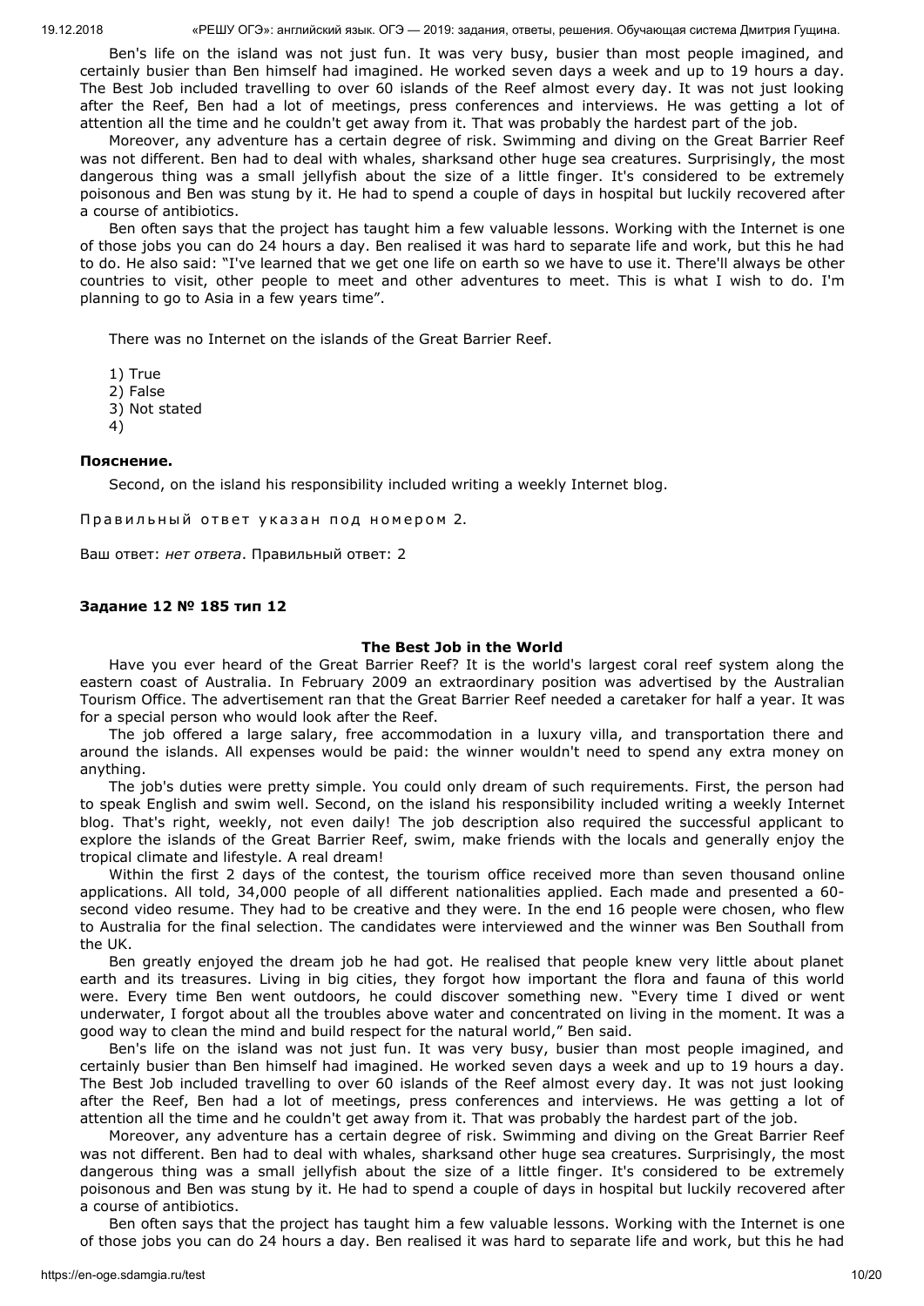Ben's life on the island was not just fun. It was very busy, busier than most people imagined, and certainly busier than Ben himself had imagined. He worked seven days a week and up to 19 hours a day. The Best Job included travelling to over 60 islands of the Reef almost every day. It was not just looking after the Reef, Ben had a lot of meetings, press conferences and interviews. He was getting a lot of attention all the time and he couldn't get away from it. That was probably the hardest part of the job.

Moreover, any adventure has a certain degree of risk. Swimming and diving on the Great Barrier Reef was not different. Ben had to deal with whales, sharksand other huge sea creatures. Surprisingly, the most dangerous thing was a small jellyfish about the size of a little finger. It's considered to be extremely poisonous and Ben was stung by it. He had to spend a couple of days in hospital but luckily recovered after a course of antibiotics.

Ben often says that the project has taught him a few valuable lessons. Working with the Internet is one of those jobs you can do 24 hours a day. Ben realised it was hard to separate life and work, but this he had to do. He also said: "I've learned that we get one life on earth so we have to use it. There'll always be other countries to visit, other people to meet and other adventures to meet. This is what I wish to do. I'm planning to go to Asia in a few years time".

There was no Internet on the islands of the Great Barrier Reef.

1) True
2) False
3) Not stated
4)

**Пояснение.**

Second, on the island his responsibility included writing a weekly Internet blog.

Правильный ответ указан под номером 2.

Ваш ответ: *нет ответа*. Правильный ответ: 2

**Задание 12 № 185 тип 12**

**The Best Job in the World**

Have you ever heard of the Great Barrier Reef? It is the world's largest coral reef system along the eastern coast of Australia. In February 2009 an extraordinary position was advertised by the Australian Tourism Office. The advertisement ran that the Great Barrier Reef needed a caretaker for half a year. It was for a special person who would look after the Reef.

The job offered a large salary, free accommodation in a luxury villa, and transportation there and around the islands. All expenses would be paid: the winner wouldn't need to spend any extra money on anything.

The job's duties were pretty simple. You could only dream of such requirements. First, the person had to speak English and swim well. Second, on the island his responsibility included writing a weekly Internet blog. That's right, weekly, not even daily! The job description also required the successful applicant to explore the islands of the Great Barrier Reef, swim, make friends with the locals and generally enjoy the tropical climate and lifestyle. A real dream!

Within the first 2 days of the contest, the tourism office received more than seven thousand online applications. All told, 34,000 people of all different nationalities applied. Each made and presented a 60-second video resume. They had to be creative and they were. In the end 16 people were chosen, who flew to Australia for the final selection. The candidates were interviewed and the winner was Ben Southall from the UK.

Ben greatly enjoyed the dream job he had got. He realised that people knew very little about planet earth and its treasures. Living in big cities, they forgot how important the flora and fauna of this world were. Every time Ben went outdoors, he could discover something new. "Every time I dived or went underwater, I forgot about all the troubles above water and concentrated on living in the moment. It was a good way to clean the mind and build respect for the natural world," Ben said.

Ben's life on the island was not just fun. It was very busy, busier than most people imagined, and certainly busier than Ben himself had imagined. He worked seven days a week and up to 19 hours a day. The Best Job included travelling to over 60 islands of the Reef almost every day. It was not just looking after the Reef, Ben had a lot of meetings, press conferences and interviews. He was getting a lot of attention all the time and he couldn't get away from it. That was probably the hardest part of the job.

Moreover, any adventure has a certain degree of risk. Swimming and diving on the Great Barrier Reef was not different. Ben had to deal with whales, sharksand other huge sea creatures. Surprisingly, the most dangerous thing was a small jellyfish about the size of a little finger. It's considered to be extremely poisonous and Ben was stung by it. He had to spend a couple of days in hospital but luckily recovered after a course of antibiotics.

Ben often says that the project has taught him a few valuable lessons. Working with the Internet is one of those jobs you can do 24 hours a day. Ben realised it was hard to separate life and work, but this he had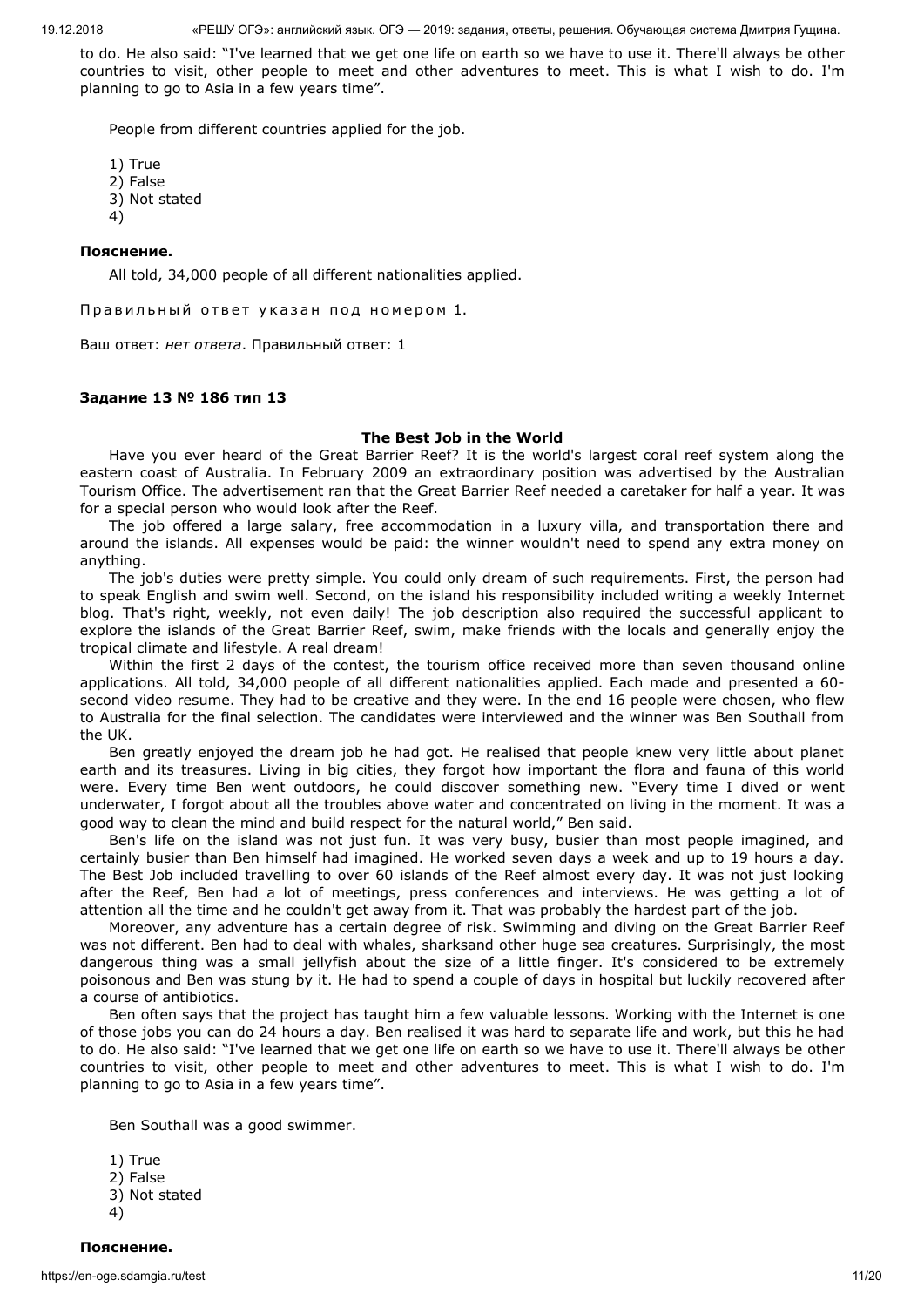to do. He also said: "I've learned that we get one life on earth so we have to use it. There'll always be other countries to visit, other people to meet and other adventures to meet. This is what I wish to do. I'm planning to go to Asia in a few years time".

People from different countries applied for the job.

1) True
2) False
3) Not stated
4)

**Пояснение.**

All told, 34,000 people of all different nationalities applied.

Правильный ответ указан под номером 1.

Ваш ответ: *нет ответа*. Правильный ответ: 1

**Задание 13 № 186 тип 13**

**The Best Job in the World**

Have you ever heard of the Great Barrier Reef? It is the world's largest coral reef system along the eastern coast of Australia. In February 2009 an extraordinary position was advertised by the Australian Tourism Office. The advertisement ran that the Great Barrier Reef needed a caretaker for half a year. It was for a special person who would look after the Reef.

The job offered a large salary, free accommodation in a luxury villa, and transportation there and around the islands. All expenses would be paid: the winner wouldn't need to spend any extra money on anything.

The job's duties were pretty simple. You could only dream of such requirements. First, the person had to speak English and swim well. Second, on the island his responsibility included writing a weekly Internet blog. That's right, weekly, not even daily! The job description also required the successful applicant to explore the islands of the Great Barrier Reef, swim, make friends with the locals and generally enjoy the tropical climate and lifestyle. A real dream!

Within the first 2 days of the contest, the tourism office received more than seven thousand online applications. All told, 34,000 people of all different nationalities applied. Each made and presented a 60-second video resume. They had to be creative and they were. In the end 16 people were chosen, who flew to Australia for the final selection. The candidates were interviewed and the winner was Ben Southall from the UK.

Ben greatly enjoyed the dream job he had got. He realised that people knew very little about planet earth and its treasures. Living in big cities, they forgot how important the flora and fauna of this world were. Every time Ben went outdoors, he could discover something new. "Every time I dived or went underwater, I forgot about all the troubles above water and concentrated on living in the moment. It was a good way to clean the mind and build respect for the natural world," Ben said.

Ben's life on the island was not just fun. It was very busy, busier than most people imagined, and certainly busier than Ben himself had imagined. He worked seven days a week and up to 19 hours a day. The Best Job included travelling to over 60 islands of the Reef almost every day. It was not just looking after the Reef, Ben had a lot of meetings, press conferences and interviews. He was getting a lot of attention all the time and he couldn't get away from it. That was probably the hardest part of the job.

Moreover, any adventure has a certain degree of risk. Swimming and diving on the Great Barrier Reef was not different. Ben had to deal with whales, sharksand other huge sea creatures. Surprisingly, the most dangerous thing was a small jellyfish about the size of a little finger. It's considered to be extremely poisonous and Ben was stung by it. He had to spend a couple of days in hospital but luckily recovered after a course of antibiotics.

Ben often says that the project has taught him a few valuable lessons. Working with the Internet is one of those jobs you can do 24 hours a day. Ben realised it was hard to separate life and work, but this he had to do. He also said: "I've learned that we get one life on earth so we have to use it. There'll always be other countries to visit, other people to meet and other adventures to meet. This is what I wish to do. I'm planning to go to Asia in a few years time".

Ben Southall was a good swimmer.

1) True
2) False
3) Not stated
4)

**Пояснение.**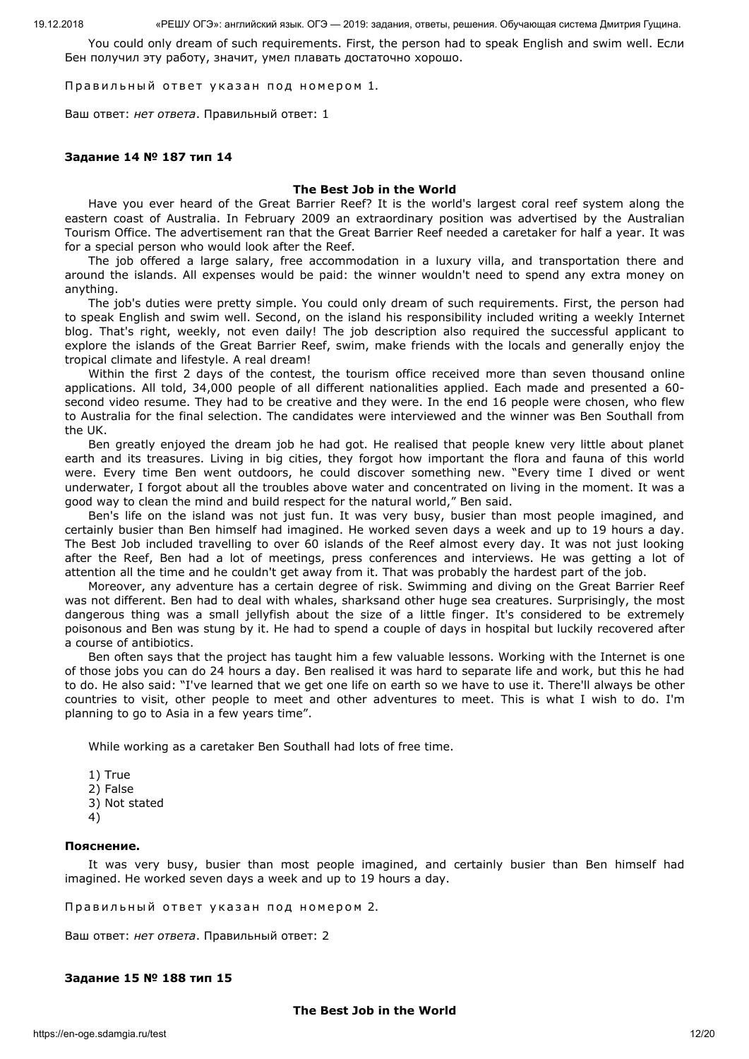You could only dream of such requirements. First, the person had to speak English and swim well. Если Бен получил эту работу, значит, умел плавать достаточно хорошо.

Правильный ответ указан под номером 1.

Ваш ответ: *нет ответа*. Правильный ответ: 1

**Задание 14 № 187 тип 14**

**The Best Job in the World**

Have you ever heard of the Great Barrier Reef? It is the world's largest coral reef system along the eastern coast of Australia. In February 2009 an extraordinary position was advertised by the Australian Tourism Office. The advertisement ran that the Great Barrier Reef needed a caretaker for half a year. It was for a special person who would look after the Reef.

The job offered a large salary, free accommodation in a luxury villa, and transportation there and around the islands. All expenses would be paid: the winner wouldn't need to spend any extra money on anything.

The job's duties were pretty simple. You could only dream of such requirements. First, the person had to speak English and swim well. Second, on the island his responsibility included writing a weekly Internet blog. That's right, weekly, not even daily! The job description also required the successful applicant to explore the islands of the Great Barrier Reef, swim, make friends with the locals and generally enjoy the tropical climate and lifestyle. A real dream!

Within the first 2 days of the contest, the tourism office received more than seven thousand online applications. All told, 34,000 people of all different nationalities applied. Each made and presented a 60-second video resume. They had to be creative and they were. In the end 16 people were chosen, who flew to Australia for the final selection. The candidates were interviewed and the winner was Ben Southall from the UK.

Ben greatly enjoyed the dream job he had got. He realised that people knew very little about planet earth and its treasures. Living in big cities, they forgot how important the flora and fauna of this world were. Every time Ben went outdoors, he could discover something new. "Every time I dived or went underwater, I forgot about all the troubles above water and concentrated on living in the moment. It was a good way to clean the mind and build respect for the natural world," Ben said.

Ben's life on the island was not just fun. It was very busy, busier than most people imagined, and certainly busier than Ben himself had imagined. He worked seven days a week and up to 19 hours a day. The Best Job included travelling to over 60 islands of the Reef almost every day. It was not just looking after the Reef, Ben had a lot of meetings, press conferences and interviews. He was getting a lot of attention all the time and he couldn't get away from it. That was probably the hardest part of the job.

Moreover, any adventure has a certain degree of risk. Swimming and diving on the Great Barrier Reef was not different. Ben had to deal with whales, sharksand other huge sea creatures. Surprisingly, the most dangerous thing was a small jellyfish about the size of a little finger. It's considered to be extremely poisonous and Ben was stung by it. He had to spend a couple of days in hospital but luckily recovered after a course of antibiotics.

Ben often says that the project has taught him a few valuable lessons. Working with the Internet is one of those jobs you can do 24 hours a day. Ben realised it was hard to separate life and work, but this he had to do. He also said: "I've learned that we get one life on earth so we have to use it. There'll always be other countries to visit, other people to meet and other adventures to meet. This is what I wish to do. I'm planning to go to Asia in a few years time".

While working as a caretaker Ben Southall had lots of free time.

1) True
2) False
3) Not stated
4)

**Пояснение.**

It was very busy, busier than most people imagined, and certainly busier than Ben himself had imagined. He worked seven days a week and up to 19 hours a day.

Правильный ответ указан под номером 2.

Ваш ответ: *нет ответа*. Правильный ответ: 2

**Задание 15 № 188 тип 15**

**The Best Job in the World**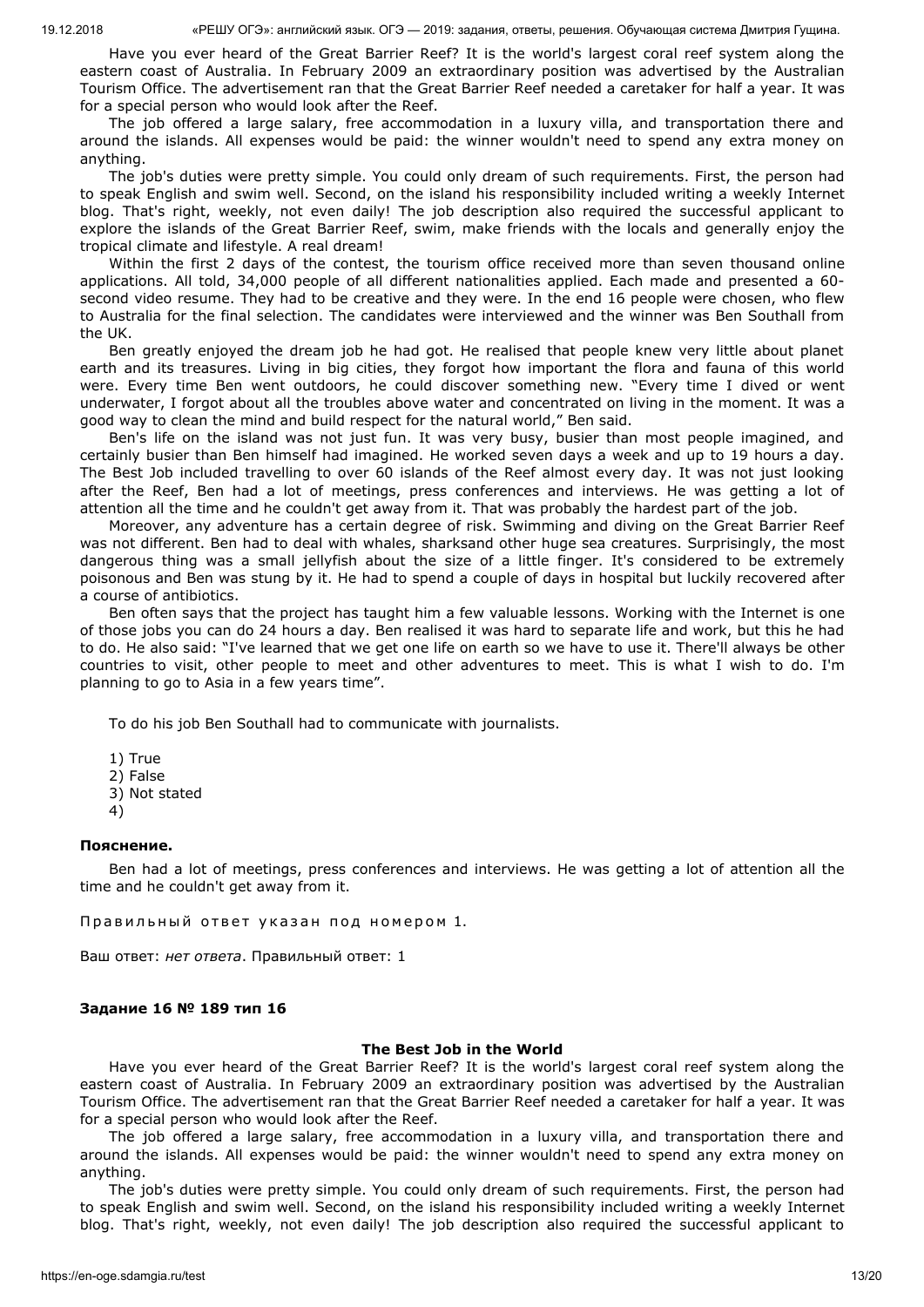Have you ever heard of the Great Barrier Reef? It is the world's largest coral reef system along the eastern coast of Australia. In February 2009 an extraordinary position was advertised by the Australian Tourism Office. The advertisement ran that the Great Barrier Reef needed a caretaker for half a year. It was for a special person who would look after the Reef.

The job offered a large salary, free accommodation in a luxury villa, and transportation there and around the islands. All expenses would be paid: the winner wouldn't need to spend any extra money on anything.

The job's duties were pretty simple. You could only dream of such requirements. First, the person had to speak English and swim well. Second, on the island his responsibility included writing a weekly Internet blog. That's right, weekly, not even daily! The job description also required the successful applicant to explore the islands of the Great Barrier Reef, swim, make friends with the locals and generally enjoy the tropical climate and lifestyle. A real dream!

Within the first 2 days of the contest, the tourism office received more than seven thousand online applications. All told, 34,000 people of all different nationalities applied. Each made and presented a 60-second video resume. They had to be creative and they were. In the end 16 people were chosen, who flew to Australia for the final selection. The candidates were interviewed and the winner was Ben Southall from the UK.

Ben greatly enjoyed the dream job he had got. He realised that people knew very little about planet earth and its treasures. Living in big cities, they forgot how important the flora and fauna of this world were. Every time Ben went outdoors, he could discover something new. "Every time I dived or went underwater, I forgot about all the troubles above water and concentrated on living in the moment. It was a good way to clean the mind and build respect for the natural world," Ben said.

Ben's life on the island was not just fun. It was very busy, busier than most people imagined, and certainly busier than Ben himself had imagined. He worked seven days a week and up to 19 hours a day. The Best Job included travelling to over 60 islands of the Reef almost every day. It was not just looking after the Reef, Ben had a lot of meetings, press conferences and interviews. He was getting a lot of attention all the time and he couldn't get away from it. That was probably the hardest part of the job.

Moreover, any adventure has a certain degree of risk. Swimming and diving on the Great Barrier Reef was not different. Ben had to deal with whales, sharksand other huge sea creatures. Surprisingly, the most dangerous thing was a small jellyfish about the size of a little finger. It's considered to be extremely poisonous and Ben was stung by it. He had to spend a couple of days in hospital but luckily recovered after a course of antibiotics.

Ben often says that the project has taught him a few valuable lessons. Working with the Internet is one of those jobs you can do 24 hours a day. Ben realised it was hard to separate life and work, but this he had to do. He also said: "I've learned that we get one life on earth so we have to use it. There'll always be other countries to visit, other people to meet and other adventures to meet. This is what I wish to do. I'm planning to go to Asia in a few years time".

To do his job Ben Southall had to communicate with journalists.

1) True
2) False
3) Not stated
4)

**Пояснение.**

Ben had a lot of meetings, press conferences and interviews. He was getting a lot of attention all the time and he couldn't get away from it.

Правильный ответ указан под номером 1.

Ваш ответ: *нет ответа*. Правильный ответ: 1

**Задание 16 № 189 тип 16**

**The Best Job in the World**

Have you ever heard of the Great Barrier Reef? It is the world's largest coral reef system along the eastern coast of Australia. In February 2009 an extraordinary position was advertised by the Australian Tourism Office. The advertisement ran that the Great Barrier Reef needed a caretaker for half a year. It was for a special person who would look after the Reef.

The job offered a large salary, free accommodation in a luxury villa, and transportation there and around the islands. All expenses would be paid: the winner wouldn't need to spend any extra money on anything.

The job's duties were pretty simple. You could only dream of such requirements. First, the person had to speak English and swim well. Second, on the island his responsibility included writing a weekly Internet blog. That's right, weekly, not even daily! The job description also required the successful applicant to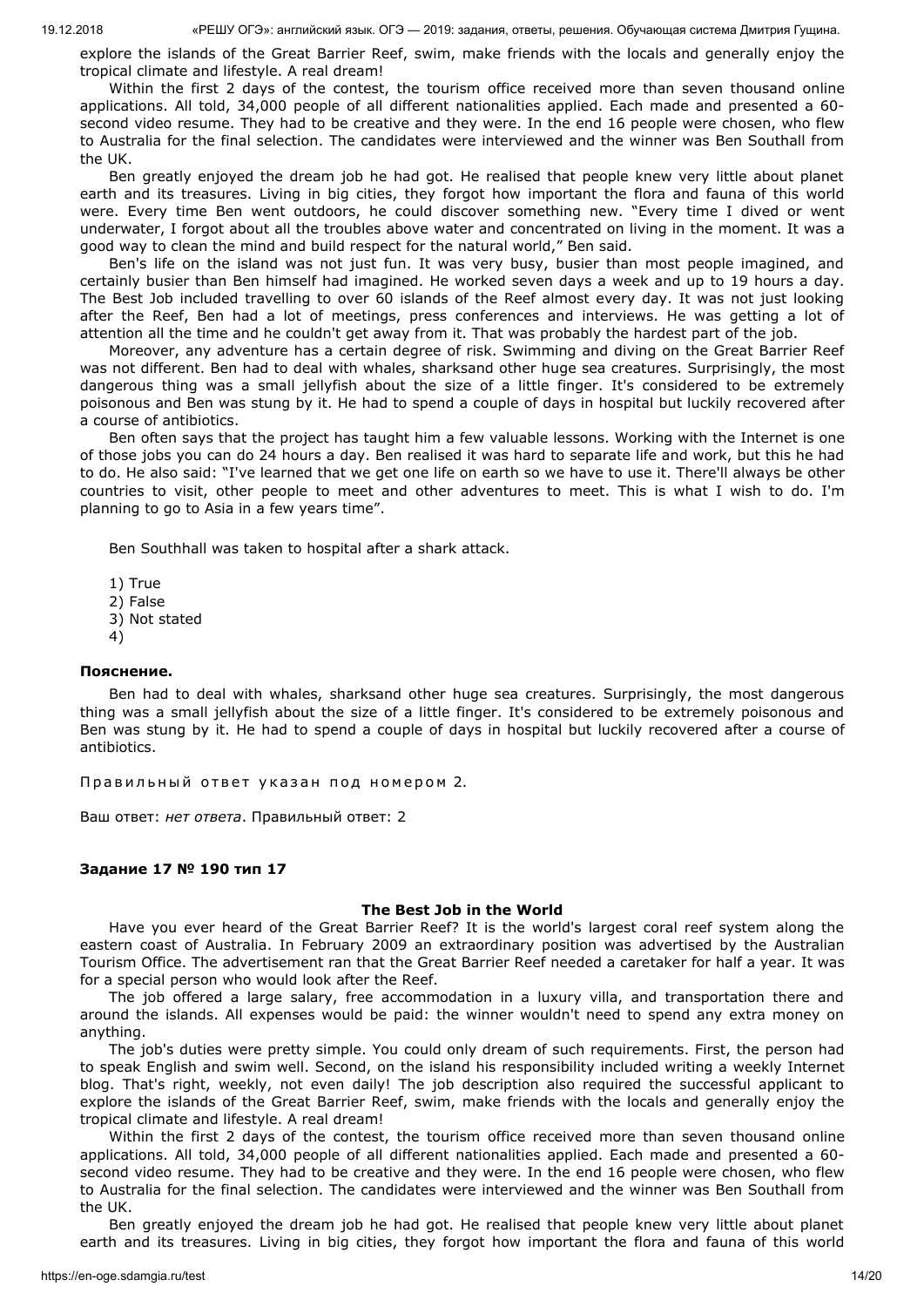explore the islands of the Great Barrier Reef, swim, make friends with the locals and generally enjoy the tropical climate and lifestyle. A real dream!

Within the first 2 days of the contest, the tourism office received more than seven thousand online applications. All told, 34,000 people of all different nationalities applied. Each made and presented a 60-second video resume. They had to be creative and they were. In the end 16 people were chosen, who flew to Australia for the final selection. The candidates were interviewed and the winner was Ben Southall from the UK.

Ben greatly enjoyed the dream job he had got. He realised that people knew very little about planet earth and its treasures. Living in big cities, they forgot how important the flora and fauna of this world were. Every time Ben went outdoors, he could discover something new. "Every time I dived or went underwater, I forgot about all the troubles above water and concentrated on living in the moment. It was a good way to clean the mind and build respect for the natural world," Ben said.

Ben's life on the island was not just fun. It was very busy, busier than most people imagined, and certainly busier than Ben himself had imagined. He worked seven days a week and up to 19 hours a day. The Best Job included travelling to over 60 islands of the Reef almost every day. It was not just looking after the Reef, Ben had a lot of meetings, press conferences and interviews. He was getting a lot of attention all the time and he couldn't get away from it. That was probably the hardest part of the job.

Moreover, any adventure has a certain degree of risk. Swimming and diving on the Great Barrier Reef was not different. Ben had to deal with whales, sharksand other huge sea creatures. Surprisingly, the most dangerous thing was a small jellyfish about the size of a little finger. It's considered to be extremely poisonous and Ben was stung by it. He had to spend a couple of days in hospital but luckily recovered after a course of antibiotics.

Ben often says that the project has taught him a few valuable lessons. Working with the Internet is one of those jobs you can do 24 hours a day. Ben realised it was hard to separate life and work, but this he had to do. He also said: "I've learned that we get one life on earth so we have to use it. There'll always be other countries to visit, other people to meet and other adventures to meet. This is what I wish to do. I'm planning to go to Asia in a few years time".

Ben Southhall was taken to hospital after a shark attack.

1) True
2) False
3) Not stated
4)

**Пояснение.**

Ben had to deal with whales, sharksand other huge sea creatures. Surprisingly, the most dangerous thing was a small jellyfish about the size of a little finger. It's considered to be extremely poisonous and Ben was stung by it. He had to spend a couple of days in hospital but luckily recovered after a course of antibiotics.

Правильный ответ указан под номером 2.

Ваш ответ: *нет ответа*. Правильный ответ: 2

**Задание 17 № 190 тип 17**

**The Best Job in the World**

Have you ever heard of the Great Barrier Reef? It is the world's largest coral reef system along the eastern coast of Australia. In February 2009 an extraordinary position was advertised by the Australian Tourism Office. The advertisement ran that the Great Barrier Reef needed a caretaker for half a year. It was for a special person who would look after the Reef.

The job offered a large salary, free accommodation in a luxury villa, and transportation there and around the islands. All expenses would be paid: the winner wouldn't need to spend any extra money on anything.

The job's duties were pretty simple. You could only dream of such requirements. First, the person had to speak English and swim well. Second, on the island his responsibility included writing a weekly Internet blog. That's right, weekly, not even daily! The job description also required the successful applicant to explore the islands of the Great Barrier Reef, swim, make friends with the locals and generally enjoy the tropical climate and lifestyle. A real dream!

Within the first 2 days of the contest, the tourism office received more than seven thousand online applications. All told, 34,000 people of all different nationalities applied. Each made and presented a 60-second video resume. They had to be creative and they were. In the end 16 people were chosen, who flew to Australia for the final selection. The candidates were interviewed and the winner was Ben Southall from the UK.

Ben greatly enjoyed the dream job he had got. He realised that people knew very little about planet earth and its treasures. Living in big cities, they forgot how important the flora and fauna of this world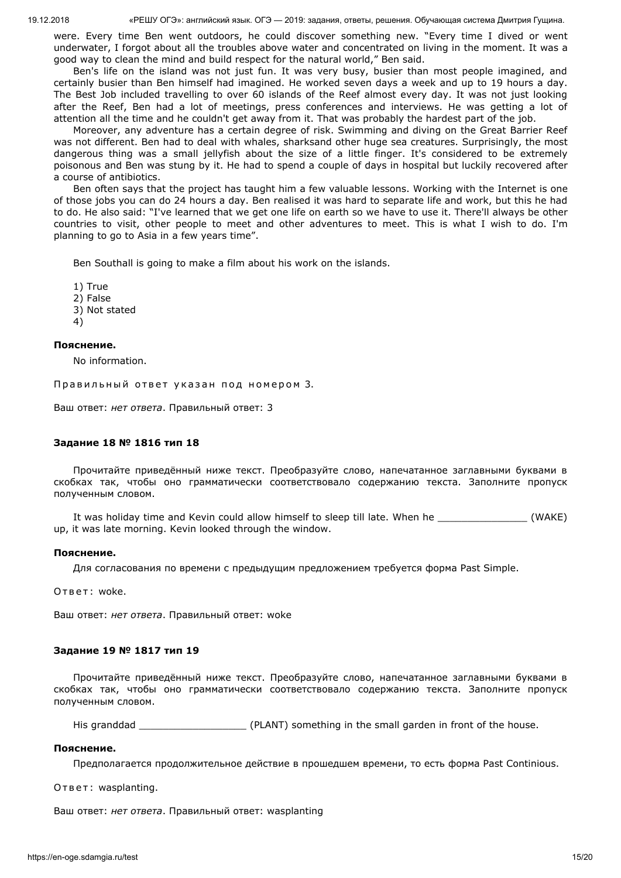were. Every time Ben went outdoors, he could discover something new. “Every time I dived or went underwater, I forgot about all the troubles above water and concentrated on living in the moment. It was a good way to clean the mind and build respect for the natural world,” Ben said.

Ben's life on the island was not just fun. It was very busy, busier than most people imagined, and certainly busier than Ben himself had imagined. He worked seven days a week and up to 19 hours a day. The Best Job included travelling to over 60 islands of the Reef almost every day. It was not just looking after the Reef, Ben had a lot of meetings, press conferences and interviews. He was getting a lot of attention all the time and he couldn't get away from it. That was probably the hardest part of the job.

Moreover, any adventure has a certain degree of risk. Swimming and diving on the Great Barrier Reef was not different. Ben had to deal with whales, sharksand other huge sea creatures. Surprisingly, the most dangerous thing was a small jellyfish about the size of a little finger. It's considered to be extremely poisonous and Ben was stung by it. He had to spend a couple of days in hospital but luckily recovered after a course of antibiotics.

Ben often says that the project has taught him a few valuable lessons. Working with the Internet is one of those jobs you can do 24 hours a day. Ben realised it was hard to separate life and work, but this he had to do. He also said: “I've learned that we get one life on earth so we have to use it. There'll always be other countries to visit, other people to meet and other adventures to meet. This is what I wish to do. I'm planning to go to Asia in a few years time”.

Ben Southall is going to make a film about his work on the islands.

1) True
2) False
3) Not stated
4)

**Пояснение.**

No information.

Правильный ответ указан под номером 3.

Ваш ответ: *нет ответа*. Правильный ответ: 3

### Задание 18 № 1816 тип 18

Прочитайте приведённый ниже текст. Преобразуйте слово, напечатанное заглавными буквами в скобках так, чтобы оно грамматически соответствовало содержанию текста. Заполните пропуск полученным словом.

It was holiday time and Kevin could allow himself to sleep till late. When he _______________ (WAKE) up, it was late morning. Kevin looked through the window.

**Пояснение.**

Для согласования по времени с предыдущим предложением требуется форма Past Simple.

Ответ: woke.

Ваш ответ: *нет ответа*. Правильный ответ: woke

### Задание 19 № 1817 тип 19

Прочитайте приведённый ниже текст. Преобразуйте слово, напечатанное заглавными буквами в скобках так, чтобы оно грамматически соответствовало содержанию текста. Заполните пропуск полученным словом.

His granddad __________________ (PLANT) something in the small garden in front of the house.

**Пояснение.**

Предполагается продолжительное действие в прошедшем времени, то есть форма Past Continious.

Ответ: wasplanting.

Ваш ответ: *нет ответа*. Правильный ответ: wasplanting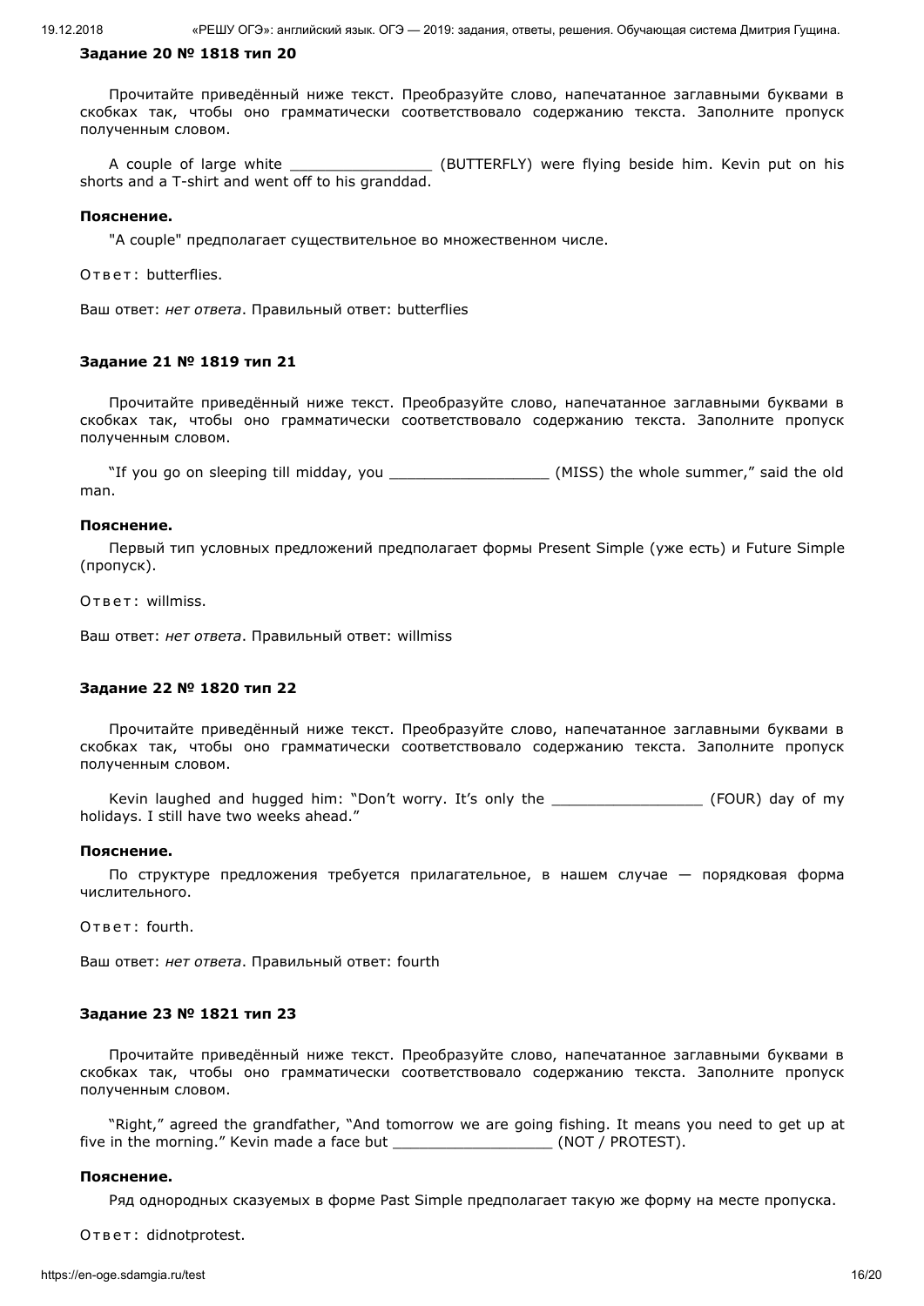**Задание 20 № 1818 тип 20**

Прочитайте приведённый ниже текст. Преобразуйте слово, напечатанное заглавными буквами в скобках так, чтобы оно грамматически соответствовало содержанию текста. Заполните пропуск полученным словом.

A couple of large white ________________ (BUTTERFLY) were flying beside him. Kevin put on his shorts and a T-shirt and went off to his granddad.

**Пояснение.**

"A couple" предполагает существительное во множественном числе.

Ответ: butterflies.

Ваш ответ: *нет ответа*. Правильный ответ: butterflies

**Задание 21 № 1819 тип 21**

Прочитайте приведённый ниже текст. Преобразуйте слово, напечатанное заглавными буквами в скобках так, чтобы оно грамматически соответствовало содержанию текста. Заполните пропуск полученным словом.

“If you go on sleeping till midday, you __________________ (MISS) the whole summer,” said the old man.

**Пояснение.**

Первый тип условных предложений предполагает формы Present Simple (уже есть) и Future Simple (пропуск).

Ответ: willmiss.

Ваш ответ: *нет ответа*. Правильный ответ: willmiss

**Задание 22 № 1820 тип 22**

Прочитайте приведённый ниже текст. Преобразуйте слово, напечатанное заглавными буквами в скобках так, чтобы оно грамматически соответствовало содержанию текста. Заполните пропуск полученным словом.

Kevin laughed and hugged him: “Don’t worry. It’s only the _________________ (FOUR) day of my holidays. I still have two weeks ahead.”

**Пояснение.**

По структуре предложения требуется прилагательное, в нашем случае — порядковая форма числительного.

Ответ: fourth.

Ваш ответ: *нет ответа*. Правильный ответ: fourth

**Задание 23 № 1821 тип 23**

Прочитайте приведённый ниже текст. Преобразуйте слово, напечатанное заглавными буквами в скобках так, чтобы оно грамматически соответствовало содержанию текста. Заполните пропуск полученным словом.

“Right,” agreed the grandfather, “And tomorrow we are going fishing. It means you need to get up at five in the morning.” Kevin made a face but __________________ (NOT / PROTEST).

**Пояснение.**

Ряд однородных сказуемых в форме Past Simple предполагает такую же форму на месте пропуска.

Ответ: didnotprotest.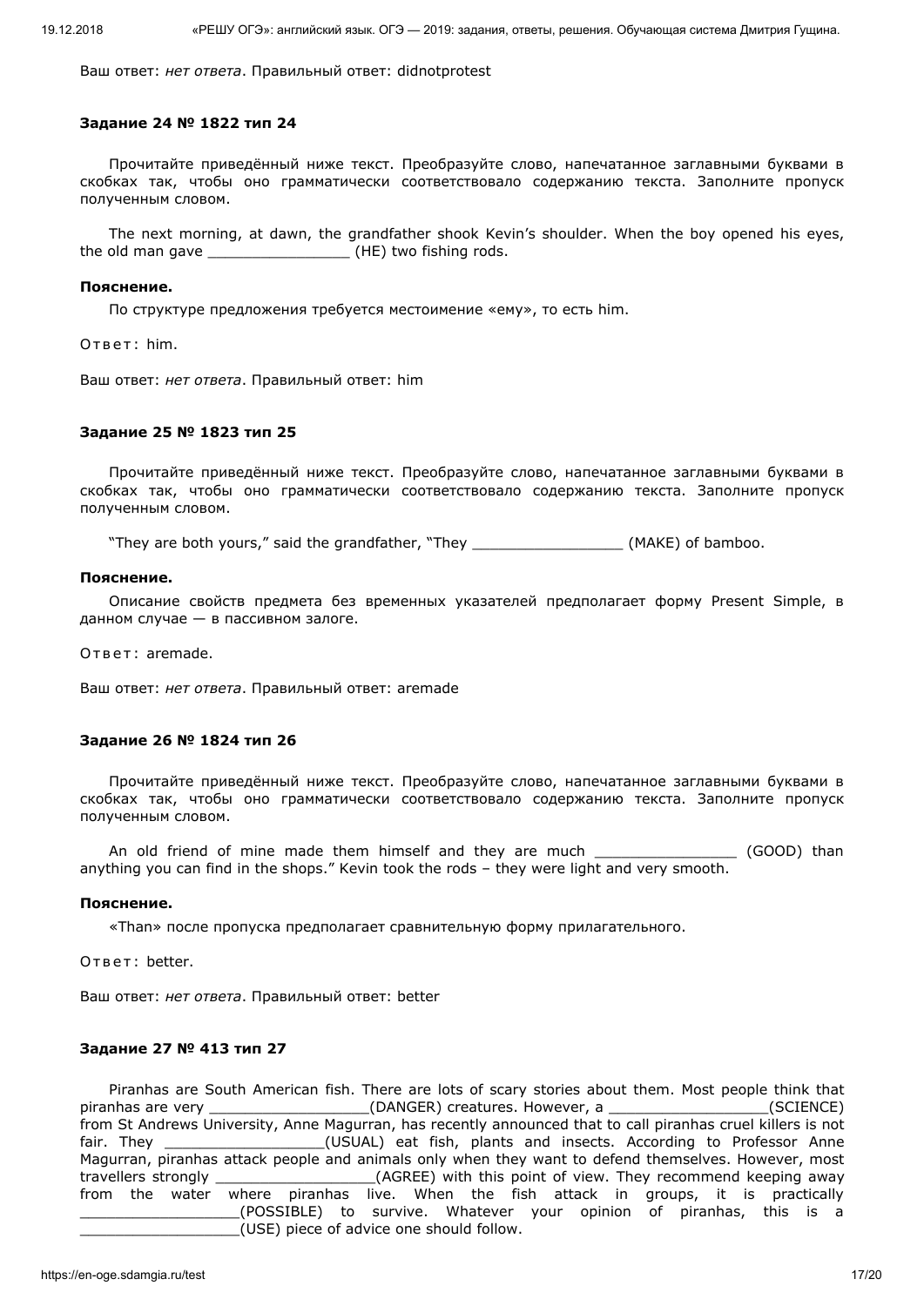Ваш ответ: *нет ответа*. Правильный ответ: didnotprotest

### Задание 24 № 1822 тип 24

Прочитайте приведённый ниже текст. Преобразуйте слово, напечатанное заглавными буквами в скобках так, чтобы оно грамматически соответствовало содержанию текста. Заполните пропуск полученным словом.

The next morning, at dawn, the grandfather shook Kevin's shoulder. When the boy opened his eyes, the old man gave ________________ (HE) two fishing rods.

**Пояснение.**

По структуре предложения требуется местоимение «ему», то есть him.

Ответ: him.

Ваш ответ: *нет ответа*. Правильный ответ: him

### Задание 25 № 1823 тип 25

Прочитайте приведённый ниже текст. Преобразуйте слово, напечатанное заглавными буквами в скобках так, чтобы оно грамматически соответствовало содержанию текста. Заполните пропуск полученным словом.

"They are both yours," said the grandfather, "They _________________ (MAKE) of bamboo.

**Пояснение.**

Описание свойств предмета без временных указателей предполагает форму Present Simple, в данном случае — в пассивном залоге.

Ответ: aremade.

Ваш ответ: *нет ответа*. Правильный ответ: aremade

### Задание 26 № 1824 тип 26

Прочитайте приведённый ниже текст. Преобразуйте слово, напечатанное заглавными буквами в скобках так, чтобы оно грамматически соответствовало содержанию текста. Заполните пропуск полученным словом.

An old friend of mine made them himself and they are much ________________ (GOOD) than anything you can find in the shops." Kevin took the rods – they were light and very smooth.

**Пояснение.**

«Than» после пропуска предполагает сравнительную форму прилагательного.

Ответ: better.

Ваш ответ: *нет ответа*. Правильный ответ: better

### Задание 27 № 413 тип 27

Piranhas are South American fish. There are lots of scary stories about them. Most people think that piranhas are very __________________(DANGER) creatures. However, a __________________(SCIENCE) from St Andrews University, Anne Magurran, has recently announced that to call piranhas cruel killers is not fair. They __________________(USUAL) eat fish, plants and insects. According to Professor Anne Magurran, piranhas attack people and animals only when they want to defend themselves. However, most travellers strongly __________________(AGREE) with this point of view. They recommend keeping away from the water where piranhas live. When the fish attack in groups, it is practically __________________(POSSIBLE) to survive. Whatever your opinion of piranhas, this is a __________________(USE) piece of advice one should follow.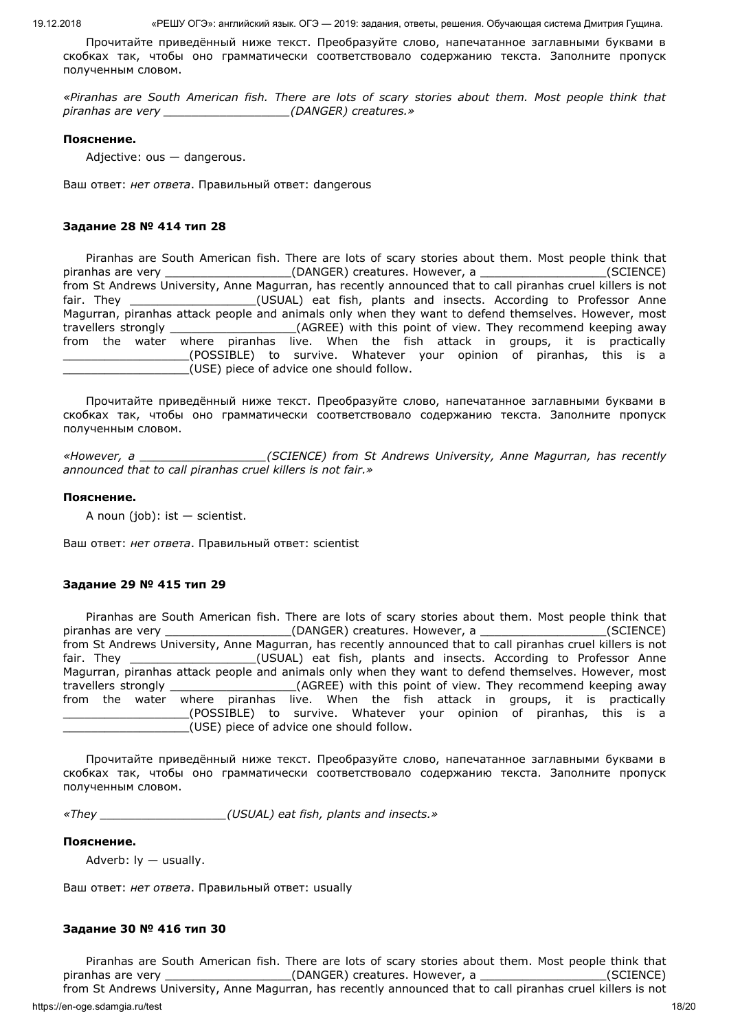Прочитайте приведённый ниже текст. Преобразуйте слово, напечатанное заглавными буквами в скобках так, чтобы оно грамматически соответствовало содержанию текста. Заполните пропуск полученным словом.

*«Piranhas are South American fish. There are lots of scary stories about them. Most people think that piranhas are very _________________(DANGER) creatures.»*

**Пояснение.**

Adjective: ous — dangerous.

Ваш ответ: *нет ответа*. Правильный ответ: dangerous

### Задание 28 № 414 тип 28

Piranhas are South American fish. There are lots of scary stories about them. Most people think that piranhas are very _________________(DANGER) creatures. However, a _________________(SCIENCE) from St Andrews University, Anne Magurran, has recently announced that to call piranhas cruel killers is not fair. They _________________(USUAL) eat fish, plants and insects. According to Professor Anne Magurran, piranhas attack people and animals only when they want to defend themselves. However, most travellers strongly _________________(AGREE) with this point of view. They recommend keeping away from the water where piranhas live. When the fish attack in groups, it is practically _________________(POSSIBLE) to survive. Whatever your opinion of piranhas, this is a _________________(USE) piece of advice one should follow.

Прочитайте приведённый ниже текст. Преобразуйте слово, напечатанное заглавными буквами в скобках так, чтобы оно грамматически соответствовало содержанию текста. Заполните пропуск полученным словом.

*«However, a _________________(SCIENCE) from St Andrews University, Anne Magurran, has recently announced that to call piranhas cruel killers is not fair.»*

**Пояснение.**

A noun (job): ist — scientist.

Ваш ответ: *нет ответа*. Правильный ответ: scientist

### Задание 29 № 415 тип 29

Piranhas are South American fish. There are lots of scary stories about them. Most people think that piranhas are very _________________(DANGER) creatures. However, a _________________(SCIENCE) from St Andrews University, Anne Magurran, has recently announced that to call piranhas cruel killers is not fair. They _________________(USUAL) eat fish, plants and insects. According to Professor Anne Magurran, piranhas attack people and animals only when they want to defend themselves. However, most travellers strongly _________________(AGREE) with this point of view. They recommend keeping away from the water where piranhas live. When the fish attack in groups, it is practically _________________(POSSIBLE) to survive. Whatever your opinion of piranhas, this is a _________________(USE) piece of advice one should follow.

Прочитайте приведённый ниже текст. Преобразуйте слово, напечатанное заглавными буквами в скобках так, чтобы оно грамматически соответствовало содержанию текста. Заполните пропуск полученным словом.

*«They _________________(USUAL) eat fish, plants and insects.»*

**Пояснение.**

Adverb: ly — usually.

Ваш ответ: *нет ответа*. Правильный ответ: usually

### Задание 30 № 416 тип 30

Piranhas are South American fish. There are lots of scary stories about them. Most people think that piranhas are very _________________(DANGER) creatures. However, a _________________(SCIENCE) from St Andrews University, Anne Magurran, has recently announced that to call piranhas cruel killers is not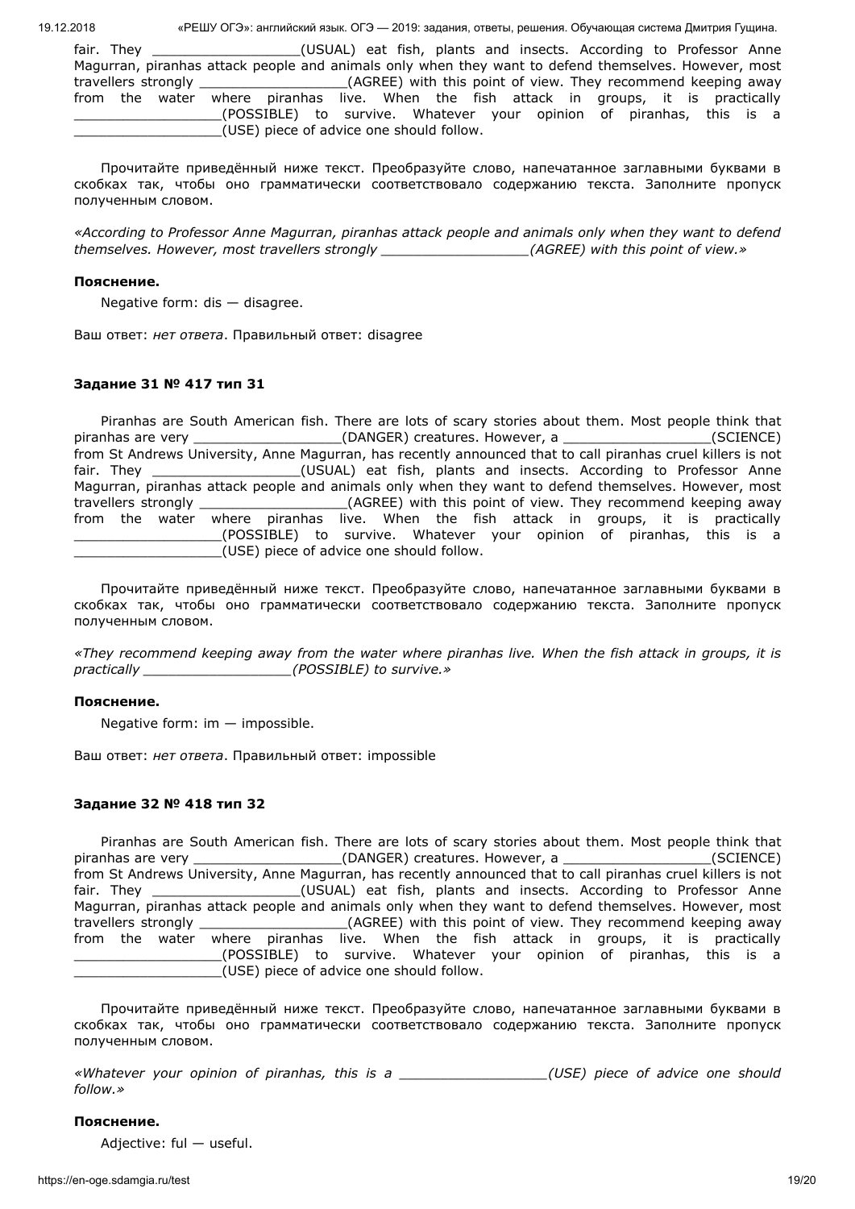fair. They __________________(USUAL) eat fish, plants and insects. According to Professor Anne Magurran, piranhas attack people and animals only when they want to defend themselves. However, most travellers strongly __________________(AGREE) with this point of view. They recommend keeping away from the water where piranhas live. When the fish attack in groups, it is practically __________________(POSSIBLE) to survive. Whatever your opinion of piranhas, this is a __________________(USE) piece of advice one should follow.

Прочитайте приведённый ниже текст. Преобразуйте слово, напечатанное заглавными буквами в скобках так, чтобы оно грамматически соответствовало содержанию текста. Заполните пропуск полученным словом.

*«According to Professor Anne Magurran, piranhas attack people and animals only when they want to defend themselves. However, most travellers strongly __________________(AGREE) with this point of view.»*

**Пояснение.**

Negative form: dis — disagree.

Ваш ответ: *нет ответа*. Правильный ответ: disagree

**Задание 31 № 417 тип 31**

Piranhas are South American fish. There are lots of scary stories about them. Most people think that piranhas are very __________________(DANGER) creatures. However, a __________________(SCIENCE) from St Andrews University, Anne Magurran, has recently announced that to call piranhas cruel killers is not fair. They __________________(USUAL) eat fish, plants and insects. According to Professor Anne Magurran, piranhas attack people and animals only when they want to defend themselves. However, most travellers strongly __________________(AGREE) with this point of view. They recommend keeping away from the water where piranhas live. When the fish attack in groups, it is practically __________________(POSSIBLE) to survive. Whatever your opinion of piranhas, this is a __________________(USE) piece of advice one should follow.

Прочитайте приведённый ниже текст. Преобразуйте слово, напечатанное заглавными буквами в скобках так, чтобы оно грамматически соответствовало содержанию текста. Заполните пропуск полученным словом.

*«They recommend keeping away from the water where piranhas live. When the fish attack in groups, it is practically __________________(POSSIBLE) to survive.»*

**Пояснение.**

Negative form: im — impossible.

Ваш ответ: *нет ответа*. Правильный ответ: impossible

**Задание 32 № 418 тип 32**

Piranhas are South American fish. There are lots of scary stories about them. Most people think that piranhas are very __________________(DANGER) creatures. However, a __________________(SCIENCE) from St Andrews University, Anne Magurran, has recently announced that to call piranhas cruel killers is not fair. They __________________(USUAL) eat fish, plants and insects. According to Professor Anne Magurran, piranhas attack people and animals only when they want to defend themselves. However, most travellers strongly __________________(AGREE) with this point of view. They recommend keeping away from the water where piranhas live. When the fish attack in groups, it is practically __________________(POSSIBLE) to survive. Whatever your opinion of piranhas, this is a __________________(USE) piece of advice one should follow.

Прочитайте приведённый ниже текст. Преобразуйте слово, напечатанное заглавными буквами в скобках так, чтобы оно грамматически соответствовало содержанию текста. Заполните пропуск полученным словом.

*«Whatever your opinion of piranhas, this is a __________________(USE) piece of advice one should follow.»*

**Пояснение.**

Adjective: ful — useful.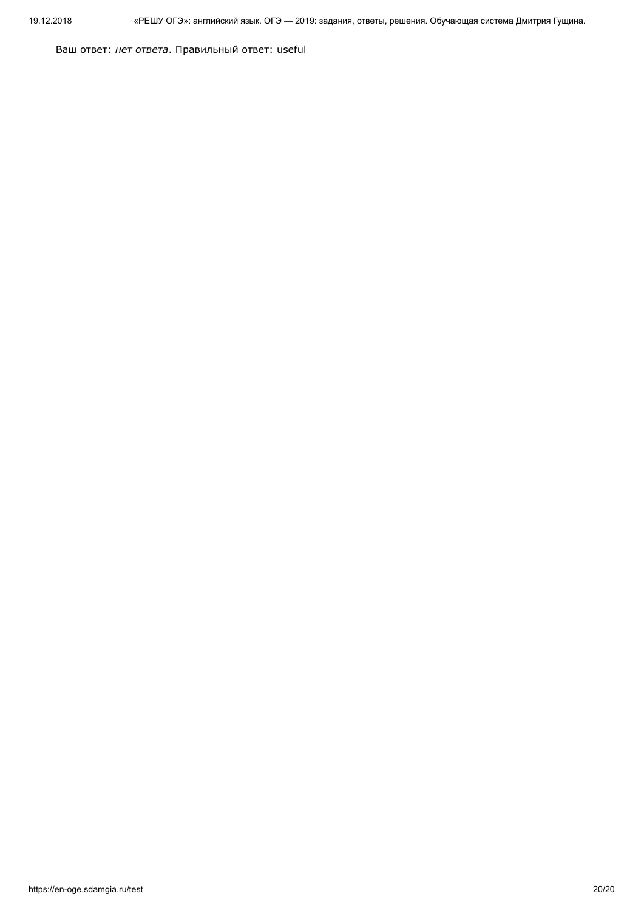Ваш ответ: *нет ответа*. Правильный ответ: useful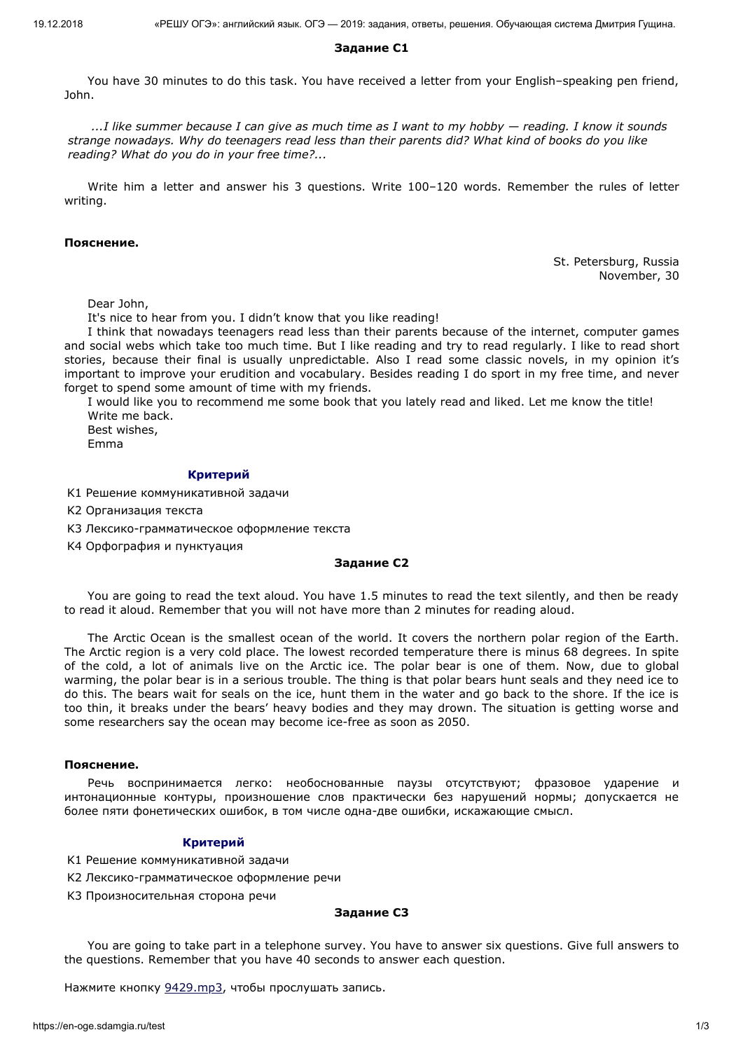**Задание C1**

You have 30 minutes to do this task. You have received a letter from your English–speaking pen friend, John.

*...I like summer because I can give as much time as I want to my hobby — reading. I know it sounds strange nowadays. Why do teenagers read less than their parents did? What kind of books do you like reading? What do you do in your free time?...*

Write him a letter and answer his 3 questions. Write 100–120 words. Remember the rules of letter writing.

**Пояснение.**

St. Petersburg, Russia
November, 30

Dear John,

It's nice to hear from you. I didn't know that you like reading!

I think that nowadays teenagers read less than their parents because of the internet, computer games and social webs which take too much time. But I like reading and try to read regularly. I like to read short stories, because their final is usually unpredictable. Also I read some classic novels, in my opinion it's important to improve your erudition and vocabulary. Besides reading I do sport in my free time, and never forget to spend some amount of time with my friends.

I would like you to recommend me some book that you lately read and liked. Let me know the title!

Write me back.

Best wishes,

Emma

**Критерий**

К1 Решение коммуникативной задачи

К2 Организация текста

К3 Лексико-грамматическое оформление текста

К4 Орфография и пунктуация

**Задание C2**

You are going to read the text aloud. You have 1.5 minutes to read the text silently, and then be ready to read it aloud. Remember that you will not have more than 2 minutes for reading aloud.

The Arctic Ocean is the smallest ocean of the world. It covers the northern polar region of the Earth. The Arctic region is a very cold place. The lowest recorded temperature there is minus 68 degrees. In spite of the cold, a lot of animals live on the Arctic ice. The polar bear is one of them. Now, due to global warming, the polar bear is in a serious trouble. The thing is that polar bears hunt seals and they need ice to do this. The bears wait for seals on the ice, hunt them in the water and go back to the shore. If the ice is too thin, it breaks under the bears' heavy bodies and they may drown. The situation is getting worse and some researchers say the ocean may become ice-free as soon as 2050.

**Пояснение.**

Речь воспринимается легко: необоснованные паузы отсутствуют; фразовое ударение и интонационные контуры, произношение слов практически без нарушений нормы; допускается не более пяти фонетических ошибок, в том числе одна-две ошибки, искажающие смысл.

**Критерий**

К1 Решение коммуникативной задачи

К2 Лексико-грамматическое оформление речи

К3 Произносительная сторона речи

**Задание C3**

You are going to take part in a telephone survey. You have to answer six questions. Give full answers to the questions. Remember that you have 40 seconds to answer each question.

Нажмите кнопку 9429.mp3, чтобы прослушать запись.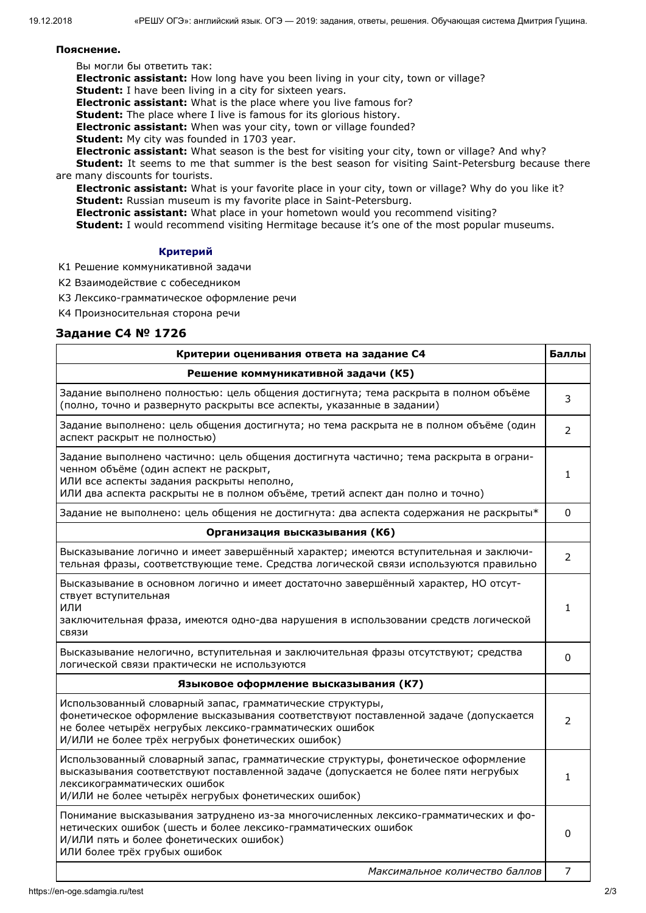**Пояснение.**

Вы могли бы ответить так:

**Electronic assistant:** How long have you been living in your city, town or village?

**Student:** I have been living in a city for sixteen years.

**Electronic assistant:** What is the place where you live famous for?

**Student:** The place where I live is famous for its glorious history.

**Electronic assistant:** When was your city, town or village founded?

**Student:** My city was founded in 1703 year.

**Electronic assistant:** What season is the best for visiting your city, town or village? And why?

**Student:** It seems to me that summer is the best season for visiting Saint-Petersburg because there are many discounts for tourists.

**Electronic assistant:** What is your favorite place in your city, town or village? Why do you like it?

**Student:** Russian museum is my favorite place in Saint-Petersburg.

**Electronic assistant:** What place in your hometown would you recommend visiting?

**Student:** I would recommend visiting Hermitage because it's one of the most popular museums.

**Критерий**

К1 Решение коммуникативной задачи

К2 Взаимодействие с собеседником

К3 Лексико-грамматическое оформление речи

К4 Произносительная сторона речи

## Задание C4 № 1726

| Критерии оценивания ответа на задание С4 | Баллы |
|---|---|
| **Решение коммуникативной задачи (К5)** | |
| Задание выполнено полностью: цель общения достигнута; тема раскрыта в полном объёме (полно, точно и развернуто раскрыты все аспекты, указанные в задании) | 3 |
| Задание выполнено: цель общения достигнута; но тема раскрыта не в полном объёме (один аспект раскрыт не полностью) | 2 |
| Задание выполнено частично: цель общения достигнута частично; тема раскрыта в ограниченном объёме (один аспект не раскрыт, ИЛИ все аспекты задания раскрыты неполно, ИЛИ два аспекта раскрыты не в полном объёме, третий аспект дан полно и точно) | 1 |
| Задание не выполнено: цель общения не достигнута: два аспекта содержания не раскрыты* | 0 |
| **Организация высказывания (К6)** | |
| Высказывание логично и имеет завершённый характер; имеются вступительная и заключительная фразы, соответствующие теме. Средства логической связи используются правильно | 2 |
| Высказывание в основном логично и имеет достаточно завершённый характер, НО отсутствует вступительная ИЛИ заключительная фраза, имеются одно-два нарушения в использовании средств логической связи | 1 |
| Высказывание нелогично, вступительная и заключительная фразы отсутствуют; средства логической связи практически не используются | 0 |
| **Языковое оформление высказывания (К7)** | |
| Использованный словарный запас, грамматические структуры, фонетическое оформление высказывания соответствуют поставленной задаче (допускается не более четырёх негрубых лексико-грамматических ошибок И/ИЛИ не более трёх негрубых фонетических ошибок) | 2 |
| Использованный словарный запас, грамматические структуры, фонетическое оформление высказывания соответствуют поставленной задаче (допускается не более пяти негрубых лексикограмматических ошибок И/ИЛИ не более четырёх негрубых фонетических ошибок) | 1 |
| Понимание высказывания затруднено из-за многочисленных лексико-грамматических и фонетических ошибок (шесть и более лексико-грамматических ошибок И/ИЛИ пять и более фонетических ошибок) ИЛИ более трёх грубых ошибок | 0 |
| *Максимальное количество баллов* | 7 |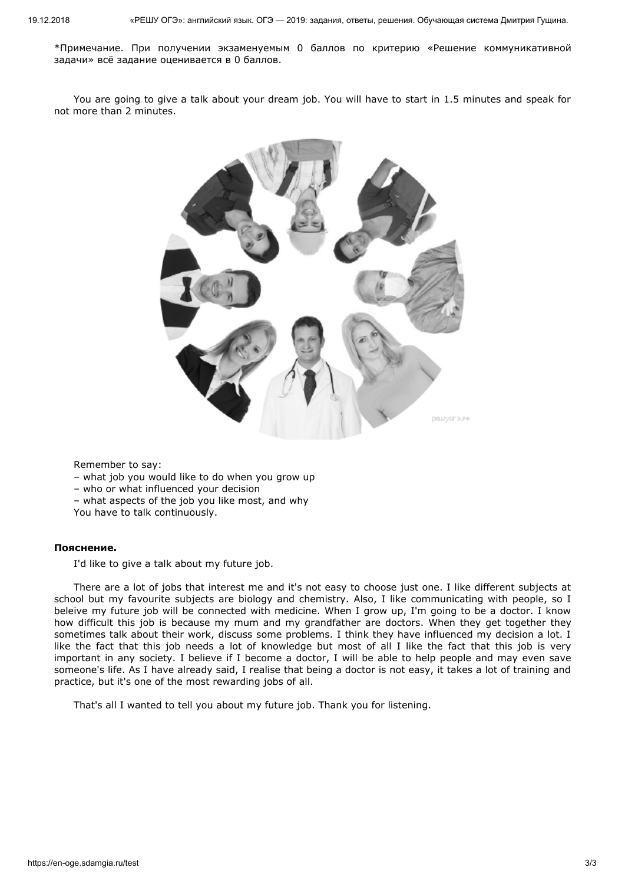*Примечание. При получении экзаменуемым 0 баллов по критерию «Решение коммуникативной задачи» всё задание оценивается в 0 баллов.

You are going to give a talk about your dream job. You will have to start in 1.5 minutes and speak for not more than 2 minutes.

Remember to say:

– what job you would like to do when you grow up
– who or what influenced your decision
– what aspects of the job you like most, and why

You have to talk continuously.

**Пояснение.**

I'd like to give a talk about my future job.

There are a lot of jobs that interest me and it's not easy to choose just one. I like different subjects at school but my favourite subjects are biology and chemistry. Also, I like communicating with people, so I beleive my future job will be connected with medicine. When I grow up, I'm going to be a doctor. I know how difficult this job is because my mum and my grandfather are doctors. When they get together they sometimes talk about their work, discuss some problems. I think they have influenced my decision a lot. I like the fact that this job needs a lot of knowledge but most of all I like the fact that this job is very important in any society. I believe if I become a doctor, I will be able to help people and may even save someone's life. As I have already said, I realise that being a doctor is not easy, it takes a lot of training and practice, but it's one of the most rewarding jobs of all.

That's all I wanted to tell you about my future job. Thank you for listening.